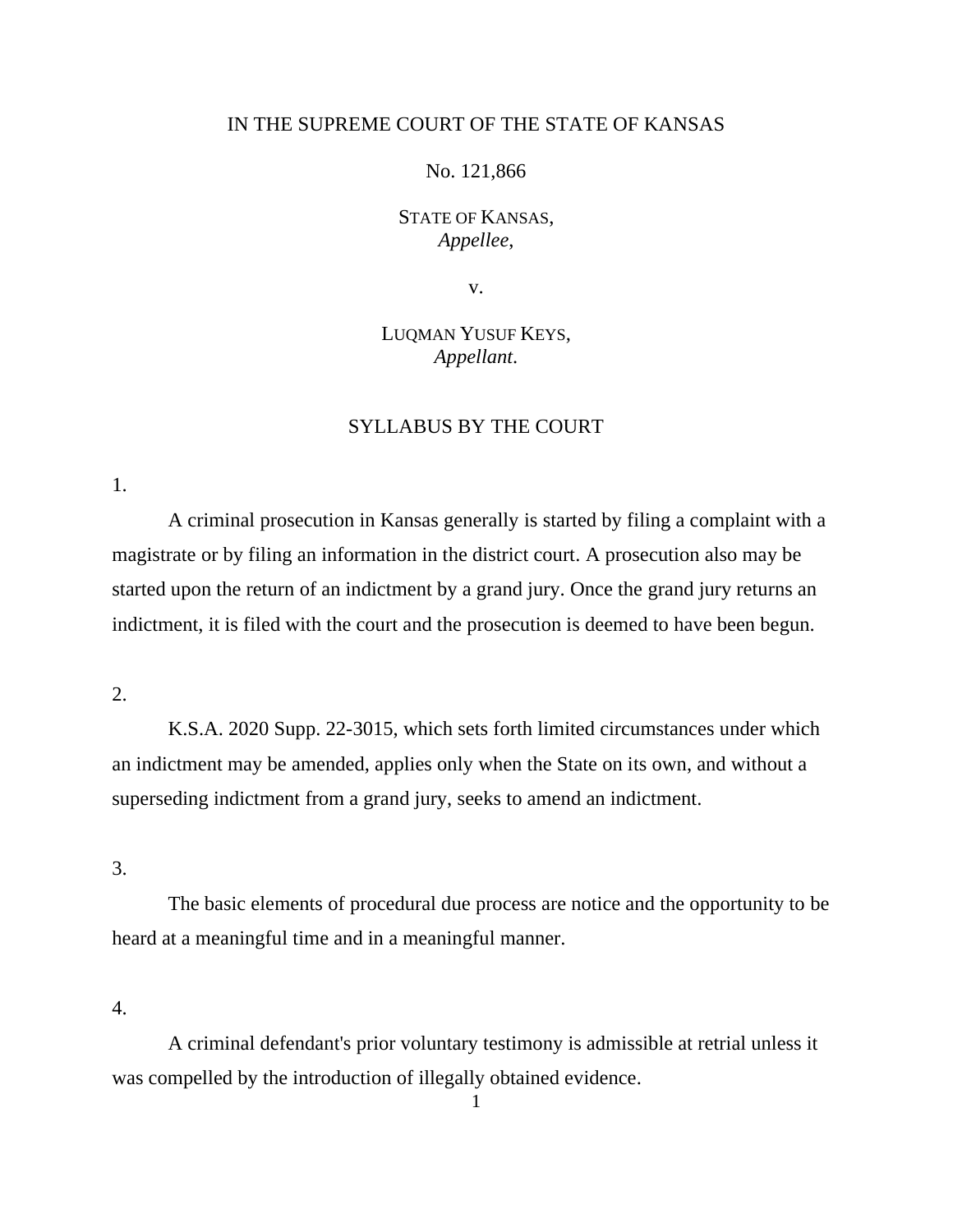IN THE SUPREME COURT OF THE STATE OF KANSAS

No. 121,866

STATE OF KANSAS,
*Appellee*,

v.

LUQMAN YUSUF KEYS,
*Appellant*.

SYLLABUS BY THE COURT

1.

A criminal prosecution in Kansas generally is started by filing a complaint with a magistrate or by filing an information in the district court. A prosecution also may be started upon the return of an indictment by a grand jury. Once the grand jury returns an indictment, it is filed with the court and the prosecution is deemed to have been begun.

2.

K.S.A. 2020 Supp. 22-3015, which sets forth limited circumstances under which an indictment may be amended, applies only when the State on its own, and without a superseding indictment from a grand jury, seeks to amend an indictment.

3.

The basic elements of procedural due process are notice and the opportunity to be heard at a meaningful time and in a meaningful manner.

4.

A criminal defendant's prior voluntary testimony is admissible at retrial unless it was compelled by the introduction of illegally obtained evidence.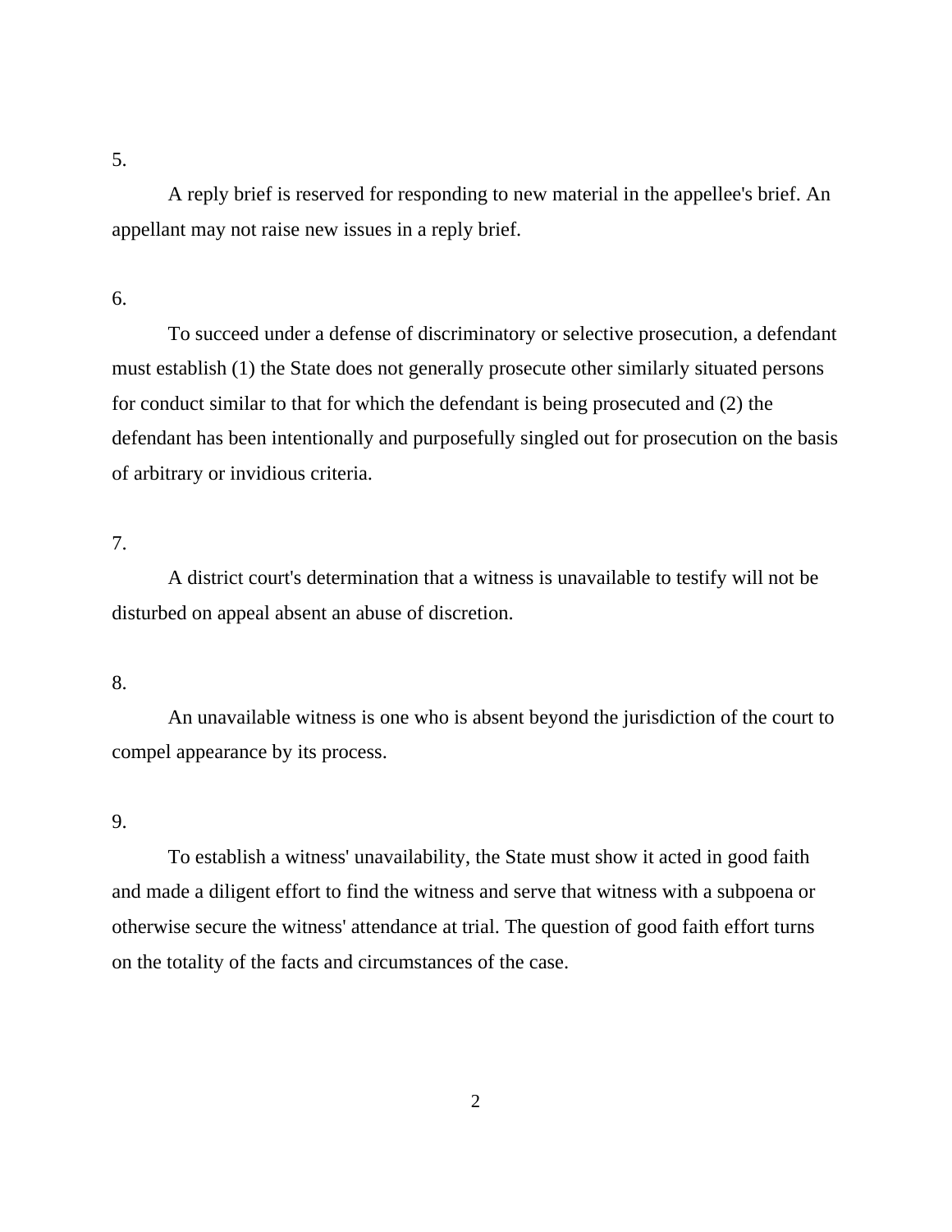5.

A reply brief is reserved for responding to new material in the appellee's brief. An appellant may not raise new issues in a reply brief.

6.

To succeed under a defense of discriminatory or selective prosecution, a defendant must establish (1) the State does not generally prosecute other similarly situated persons for conduct similar to that for which the defendant is being prosecuted and (2) the defendant has been intentionally and purposefully singled out for prosecution on the basis of arbitrary or invidious criteria.

7.

A district court's determination that a witness is unavailable to testify will not be disturbed on appeal absent an abuse of discretion.

8.

An unavailable witness is one who is absent beyond the jurisdiction of the court to compel appearance by its process.

9.

To establish a witness' unavailability, the State must show it acted in good faith and made a diligent effort to find the witness and serve that witness with a subpoena or otherwise secure the witness' attendance at trial. The question of good faith effort turns on the totality of the facts and circumstances of the case.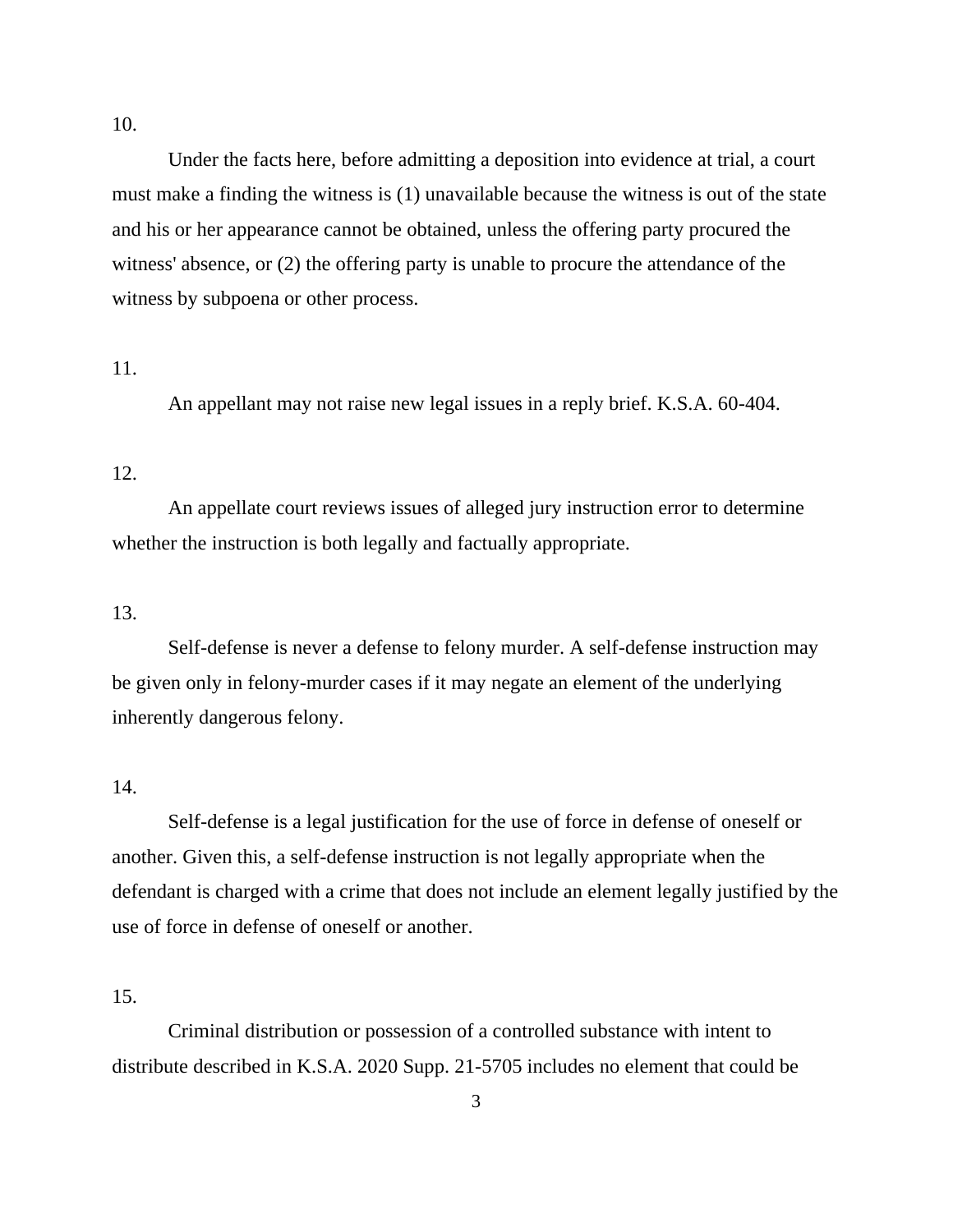10.

Under the facts here, before admitting a deposition into evidence at trial, a court must make a finding the witness is (1) unavailable because the witness is out of the state and his or her appearance cannot be obtained, unless the offering party procured the witness' absence, or (2) the offering party is unable to procure the attendance of the witness by subpoena or other process.

11.

An appellant may not raise new legal issues in a reply brief. K.S.A. 60-404.

12.

An appellate court reviews issues of alleged jury instruction error to determine whether the instruction is both legally and factually appropriate.

13.

Self-defense is never a defense to felony murder. A self-defense instruction may be given only in felony-murder cases if it may negate an element of the underlying inherently dangerous felony.

14.

Self-defense is a legal justification for the use of force in defense of oneself or another. Given this, a self-defense instruction is not legally appropriate when the defendant is charged with a crime that does not include an element legally justified by the use of force in defense of oneself or another.

15.

Criminal distribution or possession of a controlled substance with intent to distribute described in K.S.A. 2020 Supp. 21-5705 includes no element that could be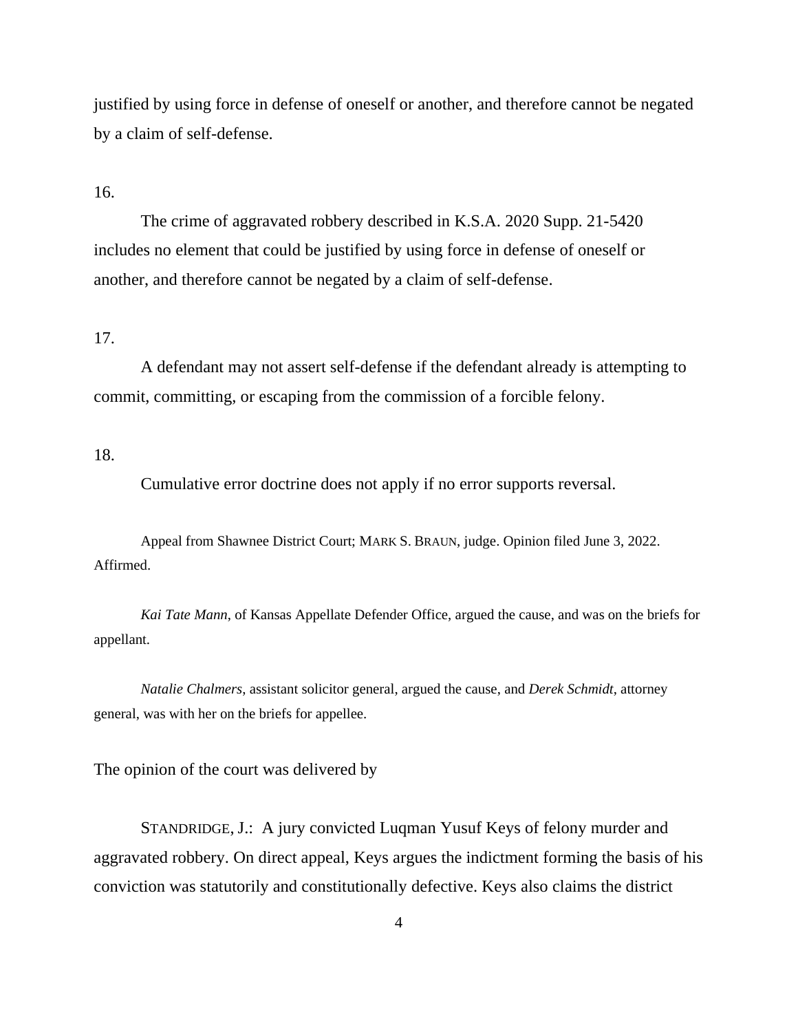justified by using force in defense of oneself or another, and therefore cannot be negated by a claim of self-defense.

16.

The crime of aggravated robbery described in K.S.A. 2020 Supp. 21-5420 includes no element that could be justified by using force in defense of oneself or another, and therefore cannot be negated by a claim of self-defense.

17.

A defendant may not assert self-defense if the defendant already is attempting to commit, committing, or escaping from the commission of a forcible felony.

18.

Cumulative error doctrine does not apply if no error supports reversal.

Appeal from Shawnee District Court; MARK S. BRAUN, judge. Opinion filed June 3, 2022. Affirmed.

*Kai Tate Mann*, of Kansas Appellate Defender Office, argued the cause, and was on the briefs for appellant.

*Natalie Chalmers*, assistant solicitor general, argued the cause, and *Derek Schmidt*, attorney general, was with her on the briefs for appellee.

The opinion of the court was delivered by

STANDRIDGE, J.: A jury convicted Luqman Yusuf Keys of felony murder and aggravated robbery. On direct appeal, Keys argues the indictment forming the basis of his conviction was statutorily and constitutionally defective. Keys also claims the district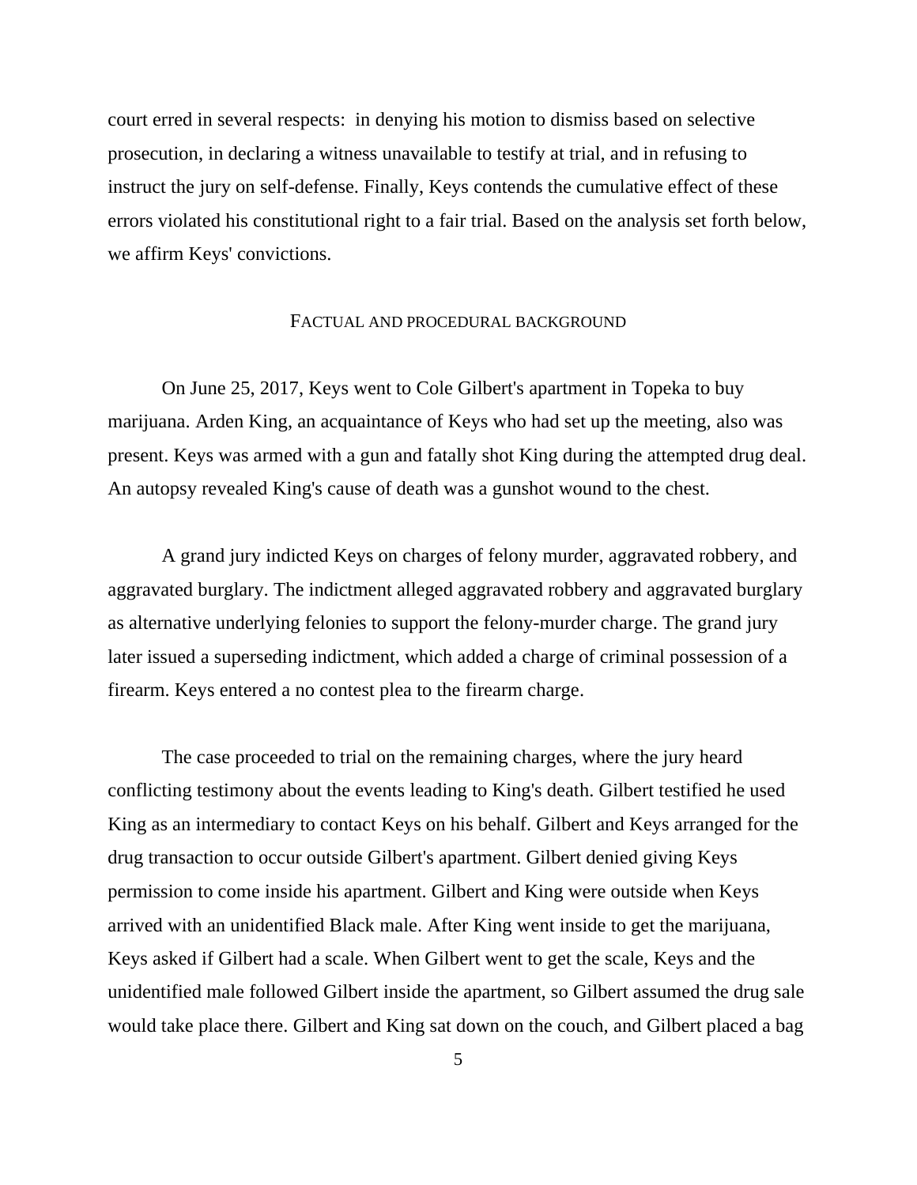court erred in several respects: in denying his motion to dismiss based on selective prosecution, in declaring a witness unavailable to testify at trial, and in refusing to instruct the jury on self-defense. Finally, Keys contends the cumulative effect of these errors violated his constitutional right to a fair trial. Based on the analysis set forth below, we affirm Keys' convictions.

## FACTUAL AND PROCEDURAL BACKGROUND

On June 25, 2017, Keys went to Cole Gilbert's apartment in Topeka to buy marijuana. Arden King, an acquaintance of Keys who had set up the meeting, also was present. Keys was armed with a gun and fatally shot King during the attempted drug deal. An autopsy revealed King's cause of death was a gunshot wound to the chest.

A grand jury indicted Keys on charges of felony murder, aggravated robbery, and aggravated burglary. The indictment alleged aggravated robbery and aggravated burglary as alternative underlying felonies to support the felony-murder charge. The grand jury later issued a superseding indictment, which added a charge of criminal possession of a firearm. Keys entered a no contest plea to the firearm charge.

The case proceeded to trial on the remaining charges, where the jury heard conflicting testimony about the events leading to King's death. Gilbert testified he used King as an intermediary to contact Keys on his behalf. Gilbert and Keys arranged for the drug transaction to occur outside Gilbert's apartment. Gilbert denied giving Keys permission to come inside his apartment. Gilbert and King were outside when Keys arrived with an unidentified Black male. After King went inside to get the marijuana, Keys asked if Gilbert had a scale. When Gilbert went to get the scale, Keys and the unidentified male followed Gilbert inside the apartment, so Gilbert assumed the drug sale would take place there. Gilbert and King sat down on the couch, and Gilbert placed a bag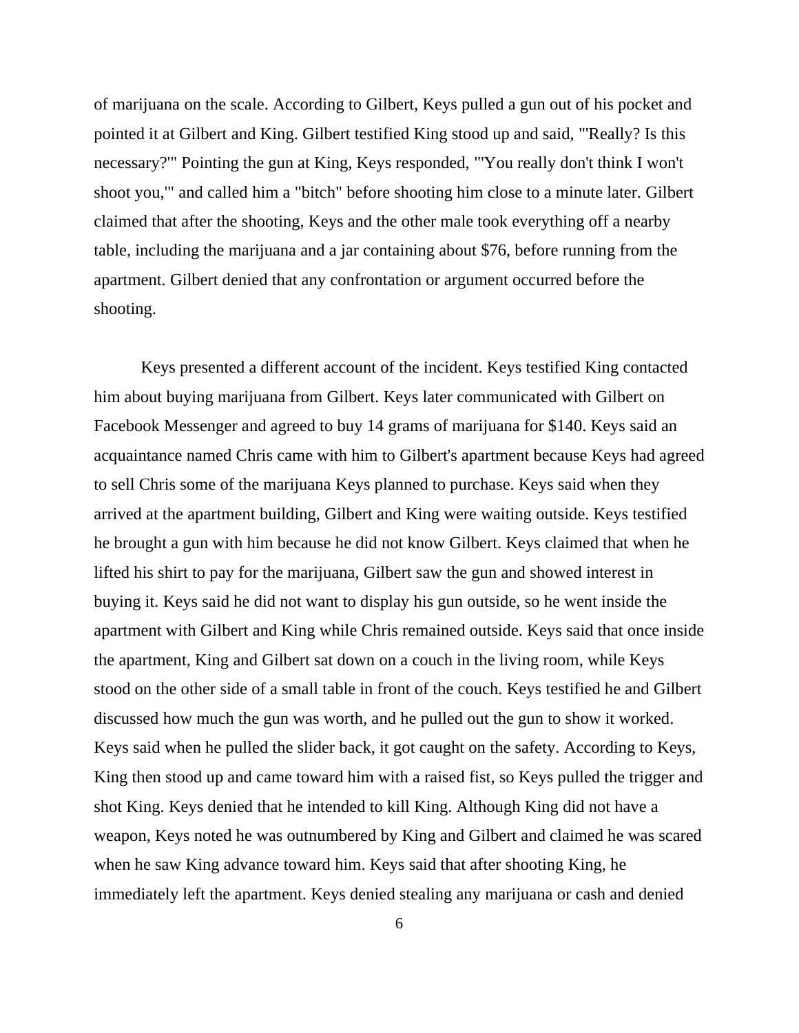of marijuana on the scale. According to Gilbert, Keys pulled a gun out of his pocket and pointed it at Gilbert and King. Gilbert testified King stood up and said, "'Really? Is this necessary?'" Pointing the gun at King, Keys responded, "'You really don't think I won't shoot you,'" and called him a "bitch" before shooting him close to a minute later. Gilbert claimed that after the shooting, Keys and the other male took everything off a nearby table, including the marijuana and a jar containing about $76, before running from the apartment. Gilbert denied that any confrontation or argument occurred before the shooting.

Keys presented a different account of the incident. Keys testified King contacted him about buying marijuana from Gilbert. Keys later communicated with Gilbert on Facebook Messenger and agreed to buy 14 grams of marijuana for $140. Keys said an acquaintance named Chris came with him to Gilbert's apartment because Keys had agreed to sell Chris some of the marijuana Keys planned to purchase. Keys said when they arrived at the apartment building, Gilbert and King were waiting outside. Keys testified he brought a gun with him because he did not know Gilbert. Keys claimed that when he lifted his shirt to pay for the marijuana, Gilbert saw the gun and showed interest in buying it. Keys said he did not want to display his gun outside, so he went inside the apartment with Gilbert and King while Chris remained outside. Keys said that once inside the apartment, King and Gilbert sat down on a couch in the living room, while Keys stood on the other side of a small table in front of the couch. Keys testified he and Gilbert discussed how much the gun was worth, and he pulled out the gun to show it worked. Keys said when he pulled the slider back, it got caught on the safety. According to Keys, King then stood up and came toward him with a raised fist, so Keys pulled the trigger and shot King. Keys denied that he intended to kill King. Although King did not have a weapon, Keys noted he was outnumbered by King and Gilbert and claimed he was scared when he saw King advance toward him. Keys said that after shooting King, he immediately left the apartment. Keys denied stealing any marijuana or cash and denied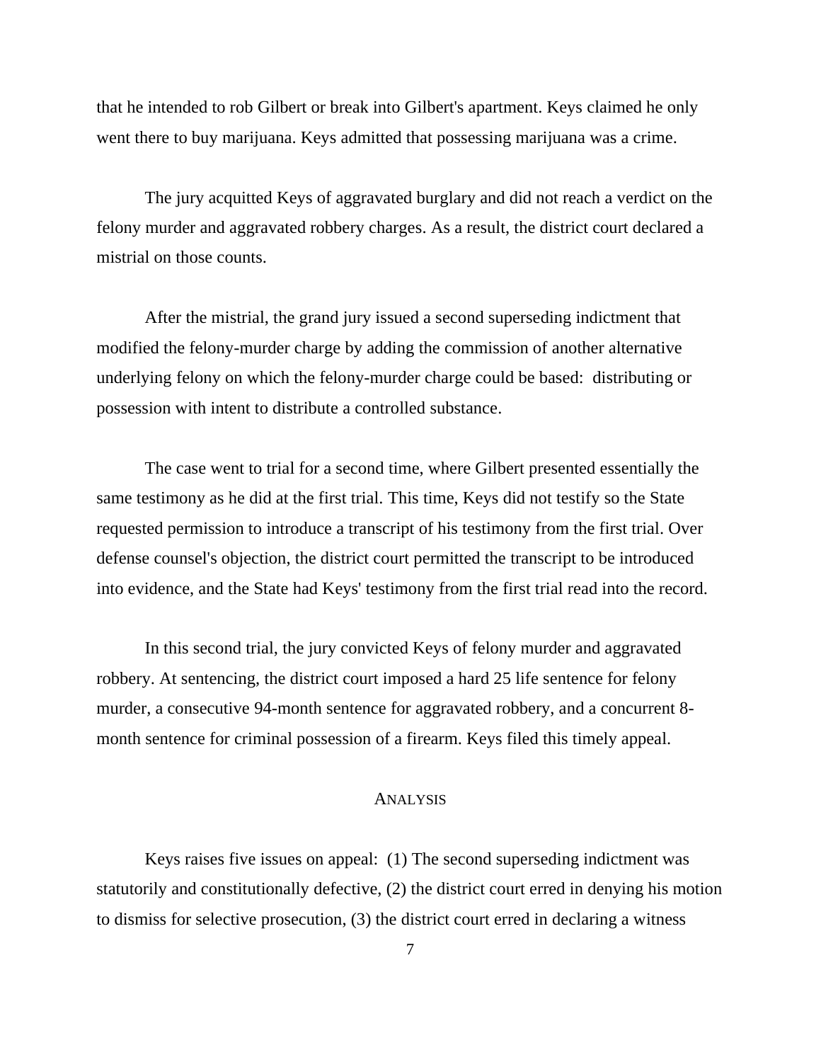that he intended to rob Gilbert or break into Gilbert's apartment. Keys claimed he only went there to buy marijuana. Keys admitted that possessing marijuana was a crime.

The jury acquitted Keys of aggravated burglary and did not reach a verdict on the felony murder and aggravated robbery charges. As a result, the district court declared a mistrial on those counts.

After the mistrial, the grand jury issued a second superseding indictment that modified the felony-murder charge by adding the commission of another alternative underlying felony on which the felony-murder charge could be based: distributing or possession with intent to distribute a controlled substance.

The case went to trial for a second time, where Gilbert presented essentially the same testimony as he did at the first trial. This time, Keys did not testify so the State requested permission to introduce a transcript of his testimony from the first trial. Over defense counsel's objection, the district court permitted the transcript to be introduced into evidence, and the State had Keys' testimony from the first trial read into the record.

In this second trial, the jury convicted Keys of felony murder and aggravated robbery. At sentencing, the district court imposed a hard 25 life sentence for felony murder, a consecutive 94-month sentence for aggravated robbery, and a concurrent 8-month sentence for criminal possession of a firearm. Keys filed this timely appeal.

## ANALYSIS

Keys raises five issues on appeal: (1) The second superseding indictment was statutorily and constitutionally defective, (2) the district court erred in denying his motion to dismiss for selective prosecution, (3) the district court erred in declaring a witness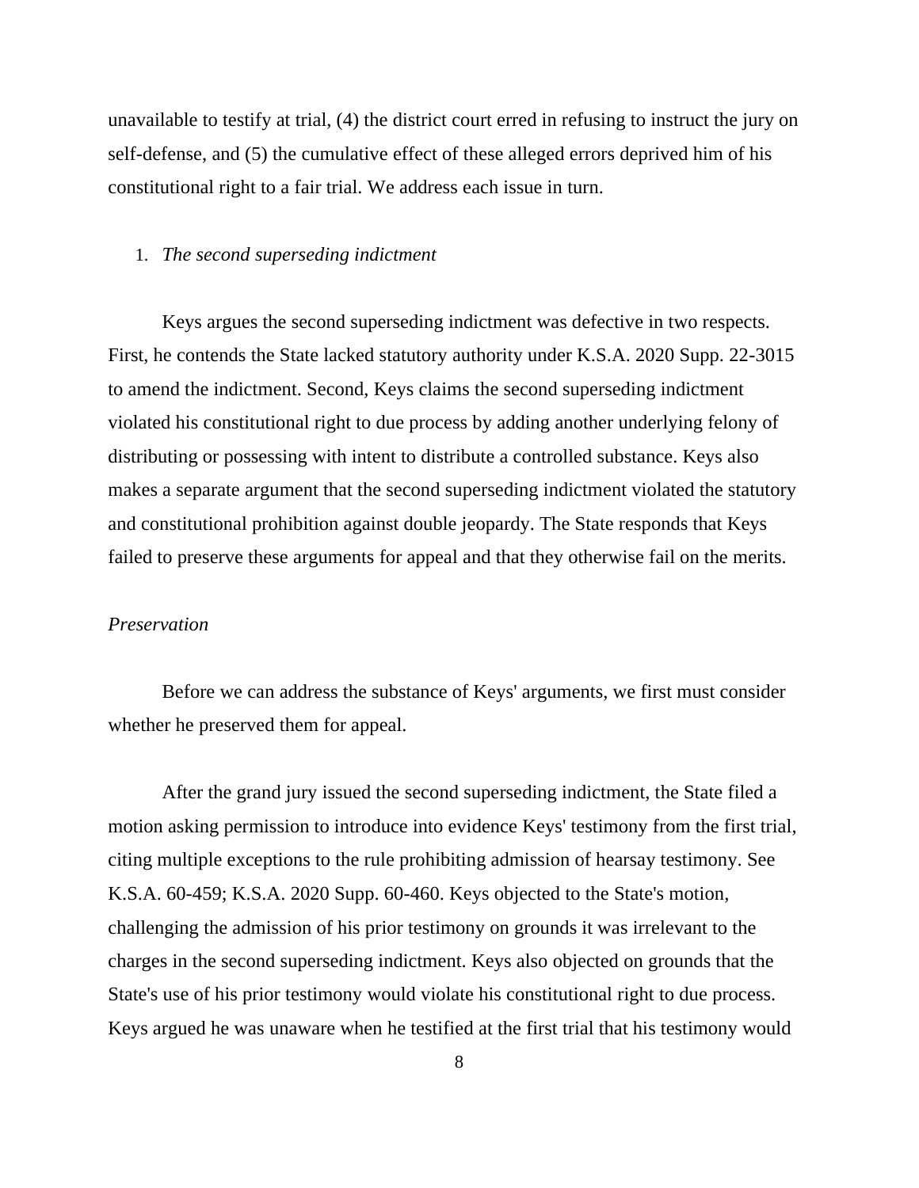unavailable to testify at trial, (4) the district court erred in refusing to instruct the jury on self-defense, and (5) the cumulative effect of these alleged errors deprived him of his constitutional right to a fair trial. We address each issue in turn.

1. *The second superseding indictment*

Keys argues the second superseding indictment was defective in two respects. First, he contends the State lacked statutory authority under K.S.A. 2020 Supp. 22-3015 to amend the indictment. Second, Keys claims the second superseding indictment violated his constitutional right to due process by adding another underlying felony of distributing or possessing with intent to distribute a controlled substance. Keys also makes a separate argument that the second superseding indictment violated the statutory and constitutional prohibition against double jeopardy. The State responds that Keys failed to preserve these arguments for appeal and that they otherwise fail on the merits.

*Preservation*

Before we can address the substance of Keys' arguments, we first must consider whether he preserved them for appeal.

After the grand jury issued the second superseding indictment, the State filed a motion asking permission to introduce into evidence Keys' testimony from the first trial, citing multiple exceptions to the rule prohibiting admission of hearsay testimony. See K.S.A. 60-459; K.S.A. 2020 Supp. 60-460. Keys objected to the State's motion, challenging the admission of his prior testimony on grounds it was irrelevant to the charges in the second superseding indictment. Keys also objected on grounds that the State's use of his prior testimony would violate his constitutional right to due process. Keys argued he was unaware when he testified at the first trial that his testimony would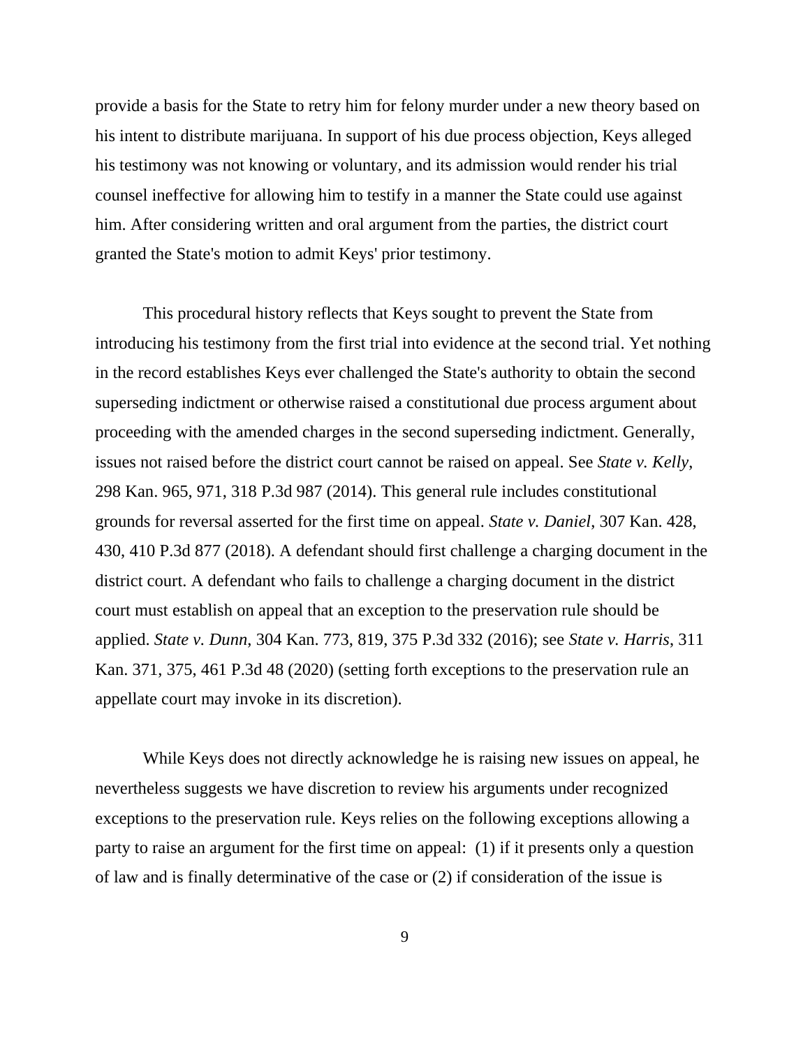provide a basis for the State to retry him for felony murder under a new theory based on his intent to distribute marijuana. In support of his due process objection, Keys alleged his testimony was not knowing or voluntary, and its admission would render his trial counsel ineffective for allowing him to testify in a manner the State could use against him. After considering written and oral argument from the parties, the district court granted the State's motion to admit Keys' prior testimony.

This procedural history reflects that Keys sought to prevent the State from introducing his testimony from the first trial into evidence at the second trial. Yet nothing in the record establishes Keys ever challenged the State's authority to obtain the second superseding indictment or otherwise raised a constitutional due process argument about proceeding with the amended charges in the second superseding indictment. Generally, issues not raised before the district court cannot be raised on appeal. See *State v. Kelly*, 298 Kan. 965, 971, 318 P.3d 987 (2014). This general rule includes constitutional grounds for reversal asserted for the first time on appeal. *State v. Daniel*, 307 Kan. 428, 430, 410 P.3d 877 (2018). A defendant should first challenge a charging document in the district court. A defendant who fails to challenge a charging document in the district court must establish on appeal that an exception to the preservation rule should be applied. *State v. Dunn*, 304 Kan. 773, 819, 375 P.3d 332 (2016); see *State v. Harris*, 311 Kan. 371, 375, 461 P.3d 48 (2020) (setting forth exceptions to the preservation rule an appellate court may invoke in its discretion).

While Keys does not directly acknowledge he is raising new issues on appeal, he nevertheless suggests we have discretion to review his arguments under recognized exceptions to the preservation rule. Keys relies on the following exceptions allowing a party to raise an argument for the first time on appeal: (1) if it presents only a question of law and is finally determinative of the case or (2) if consideration of the issue is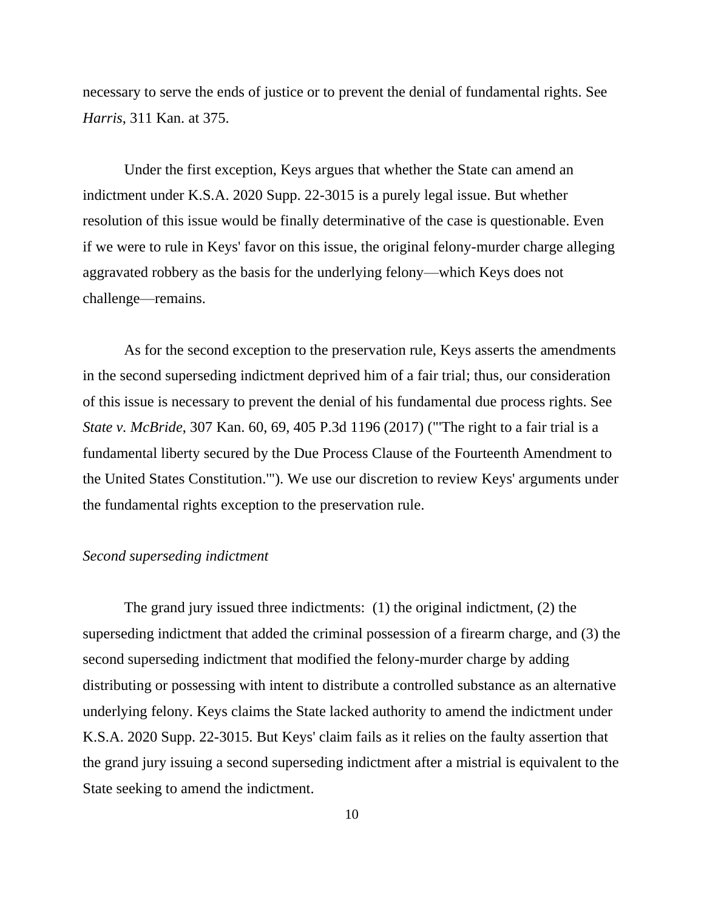necessary to serve the ends of justice or to prevent the denial of fundamental rights. See *Harris*, 311 Kan. at 375.

Under the first exception, Keys argues that whether the State can amend an indictment under K.S.A. 2020 Supp. 22-3015 is a purely legal issue. But whether resolution of this issue would be finally determinative of the case is questionable. Even if we were to rule in Keys' favor on this issue, the original felony-murder charge alleging aggravated robbery as the basis for the underlying felony—which Keys does not challenge—remains.

As for the second exception to the preservation rule, Keys asserts the amendments in the second superseding indictment deprived him of a fair trial; thus, our consideration of this issue is necessary to prevent the denial of his fundamental due process rights. See *State v. McBride*, 307 Kan. 60, 69, 405 P.3d 1196 (2017) ("'The right to a fair trial is a fundamental liberty secured by the Due Process Clause of the Fourteenth Amendment to the United States Constitution.'"). We use our discretion to review Keys' arguments under the fundamental rights exception to the preservation rule.

*Second superseding indictment*

The grand jury issued three indictments: (1) the original indictment, (2) the superseding indictment that added the criminal possession of a firearm charge, and (3) the second superseding indictment that modified the felony-murder charge by adding distributing or possessing with intent to distribute a controlled substance as an alternative underlying felony. Keys claims the State lacked authority to amend the indictment under K.S.A. 2020 Supp. 22-3015. But Keys' claim fails as it relies on the faulty assertion that the grand jury issuing a second superseding indictment after a mistrial is equivalent to the State seeking to amend the indictment.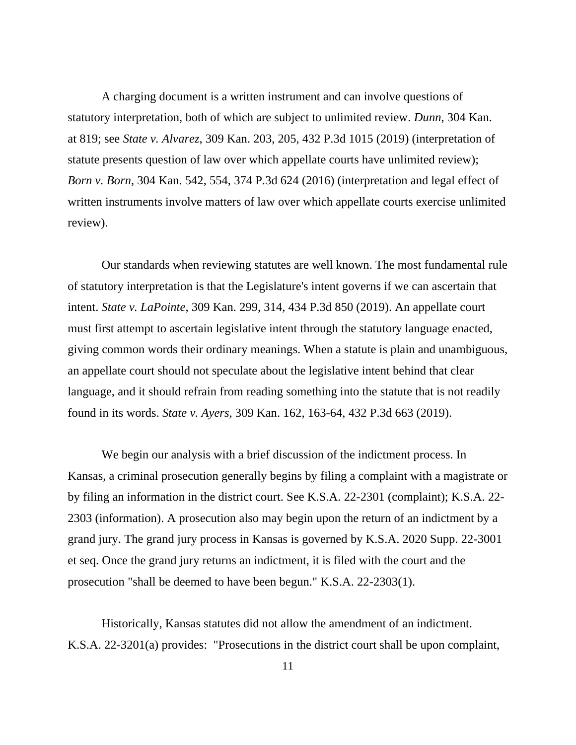A charging document is a written instrument and can involve questions of statutory interpretation, both of which are subject to unlimited review. *Dunn*, 304 Kan. at 819; see *State v. Alvarez*, 309 Kan. 203, 205, 432 P.3d 1015 (2019) (interpretation of statute presents question of law over which appellate courts have unlimited review); *Born v. Born*, 304 Kan. 542, 554, 374 P.3d 624 (2016) (interpretation and legal effect of written instruments involve matters of law over which appellate courts exercise unlimited review).

Our standards when reviewing statutes are well known. The most fundamental rule of statutory interpretation is that the Legislature's intent governs if we can ascertain that intent. *State v. LaPointe*, 309 Kan. 299, 314, 434 P.3d 850 (2019). An appellate court must first attempt to ascertain legislative intent through the statutory language enacted, giving common words their ordinary meanings. When a statute is plain and unambiguous, an appellate court should not speculate about the legislative intent behind that clear language, and it should refrain from reading something into the statute that is not readily found in its words. *State v. Ayers*, 309 Kan. 162, 163-64, 432 P.3d 663 (2019).

We begin our analysis with a brief discussion of the indictment process. In Kansas, a criminal prosecution generally begins by filing a complaint with a magistrate or by filing an information in the district court. See K.S.A. 22-2301 (complaint); K.S.A. 22-2303 (information). A prosecution also may begin upon the return of an indictment by a grand jury. The grand jury process in Kansas is governed by K.S.A. 2020 Supp. 22-3001 et seq. Once the grand jury returns an indictment, it is filed with the court and the prosecution "shall be deemed to have been begun." K.S.A. 22-2303(1).

Historically, Kansas statutes did not allow the amendment of an indictment. K.S.A. 22-3201(a) provides: "Prosecutions in the district court shall be upon complaint,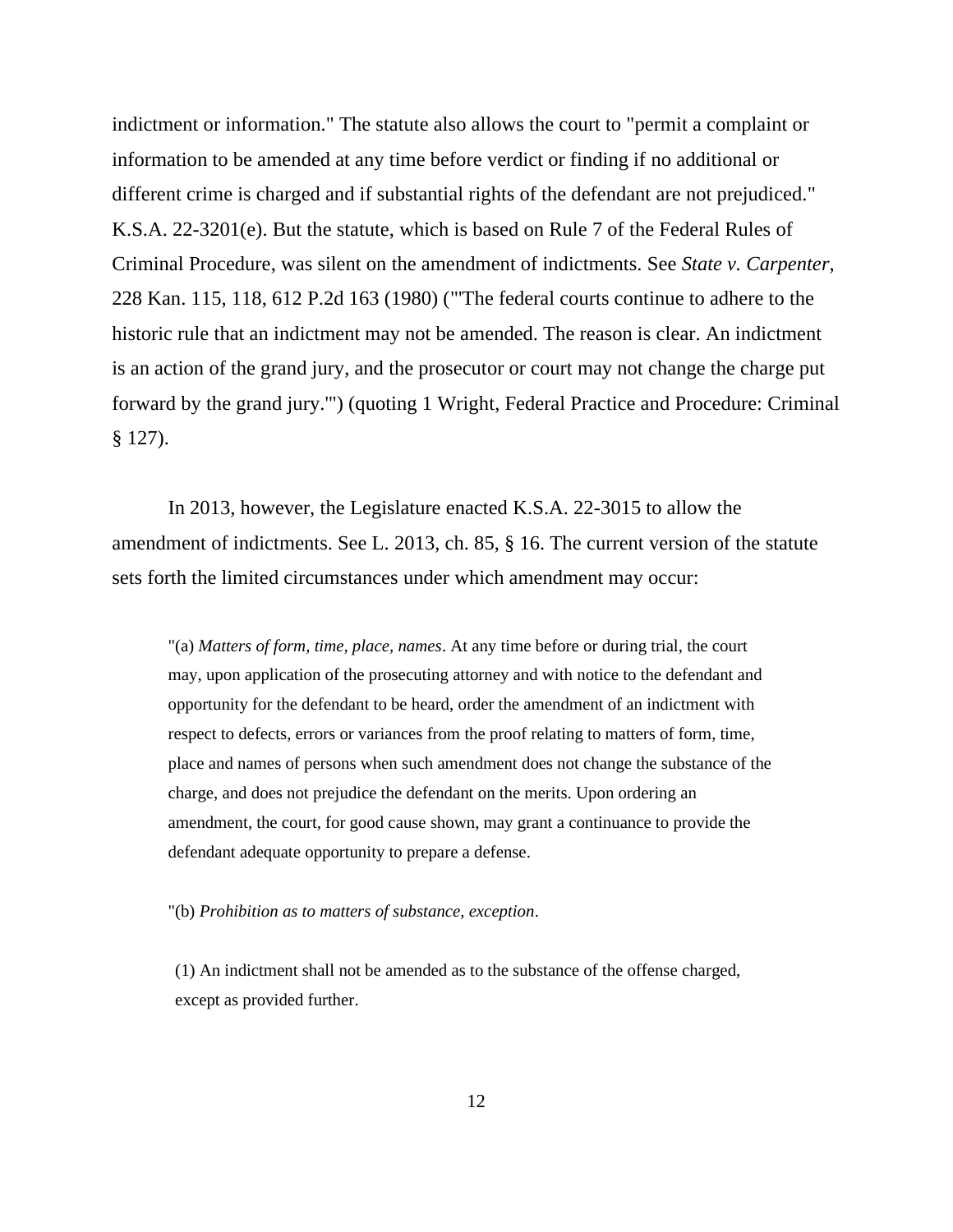indictment or information." The statute also allows the court to "permit a complaint or information to be amended at any time before verdict or finding if no additional or different crime is charged and if substantial rights of the defendant are not prejudiced." K.S.A. 22-3201(e). But the statute, which is based on Rule 7 of the Federal Rules of Criminal Procedure, was silent on the amendment of indictments. See *State v. Carpenter*, 228 Kan. 115, 118, 612 P.2d 163 (1980) ("'The federal courts continue to adhere to the historic rule that an indictment may not be amended. The reason is clear. An indictment is an action of the grand jury, and the prosecutor or court may not change the charge put forward by the grand jury.'") (quoting 1 Wright, Federal Practice and Procedure: Criminal § 127).

In 2013, however, the Legislature enacted K.S.A. 22-3015 to allow the amendment of indictments. See L. 2013, ch. 85, § 16. The current version of the statute sets forth the limited circumstances under which amendment may occur:

> "(a) *Matters of form, time, place, names*. At any time before or during trial, the court may, upon application of the prosecuting attorney and with notice to the defendant and opportunity for the defendant to be heard, order the amendment of an indictment with respect to defects, errors or variances from the proof relating to matters of form, time, place and names of persons when such amendment does not change the substance of the charge, and does not prejudice the defendant on the merits. Upon ordering an amendment, the court, for good cause shown, may grant a continuance to provide the defendant adequate opportunity to prepare a defense.
>
> "(b) *Prohibition as to matters of substance, exception*.
>
> (1) An indictment shall not be amended as to the substance of the offense charged, except as provided further.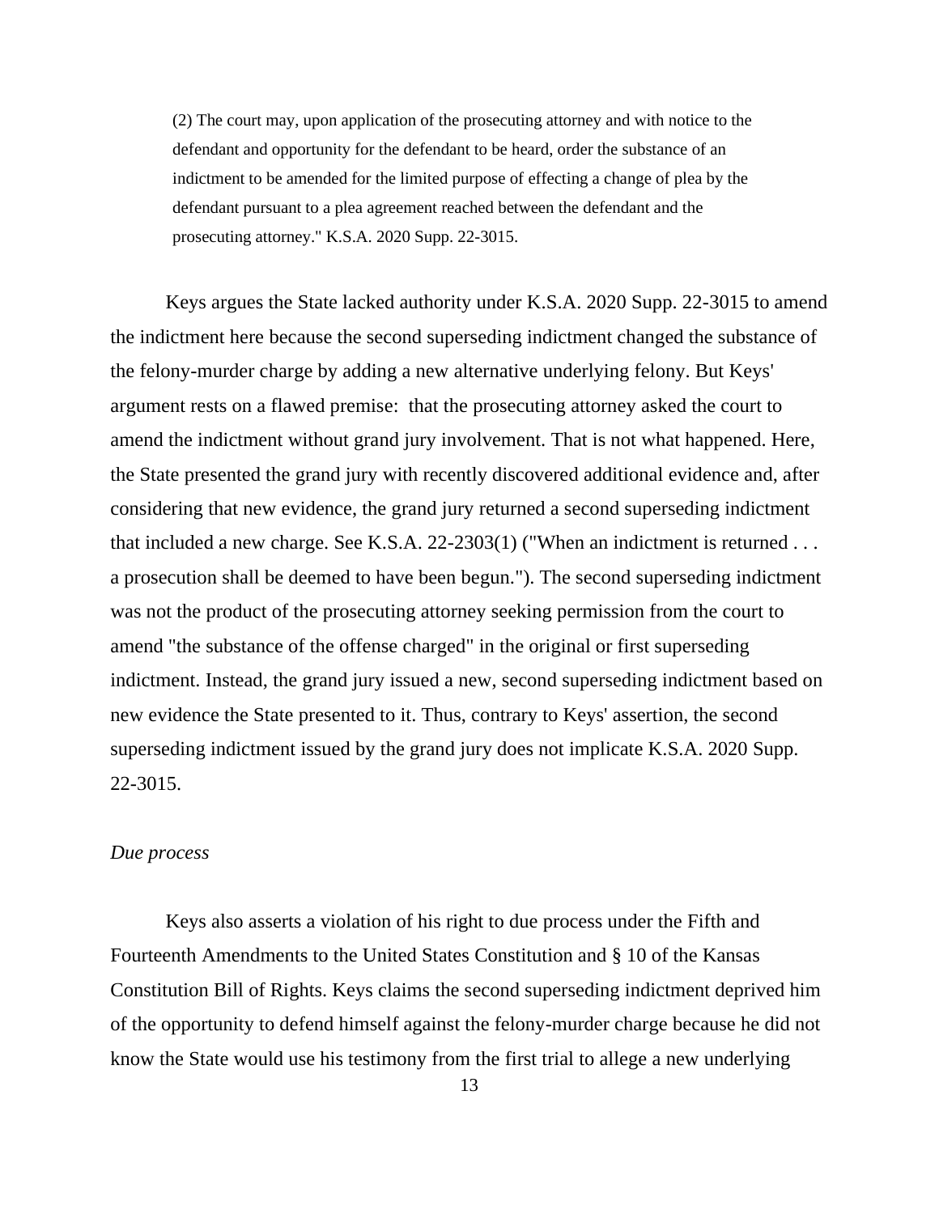> (2) The court may, upon application of the prosecuting attorney and with notice to the defendant and opportunity for the defendant to be heard, order the substance of an indictment to be amended for the limited purpose of effecting a change of plea by the defendant pursuant to a plea agreement reached between the defendant and the prosecuting attorney." K.S.A. 2020 Supp. 22-3015.

Keys argues the State lacked authority under K.S.A. 2020 Supp. 22-3015 to amend the indictment here because the second superseding indictment changed the substance of the felony-murder charge by adding a new alternative underlying felony. But Keys' argument rests on a flawed premise: that the prosecuting attorney asked the court to amend the indictment without grand jury involvement. That is not what happened. Here, the State presented the grand jury with recently discovered additional evidence and, after considering that new evidence, the grand jury returned a second superseding indictment that included a new charge. See K.S.A. 22-2303(1) ("When an indictment is returned . . . a prosecution shall be deemed to have been begun."). The second superseding indictment was not the product of the prosecuting attorney seeking permission from the court to amend "the substance of the offense charged" in the original or first superseding indictment. Instead, the grand jury issued a new, second superseding indictment based on new evidence the State presented to it. Thus, contrary to Keys' assertion, the second superseding indictment issued by the grand jury does not implicate K.S.A. 2020 Supp. 22-3015.

*Due process*

Keys also asserts a violation of his right to due process under the Fifth and Fourteenth Amendments to the United States Constitution and § 10 of the Kansas Constitution Bill of Rights. Keys claims the second superseding indictment deprived him of the opportunity to defend himself against the felony-murder charge because he did not know the State would use his testimony from the first trial to allege a new underlying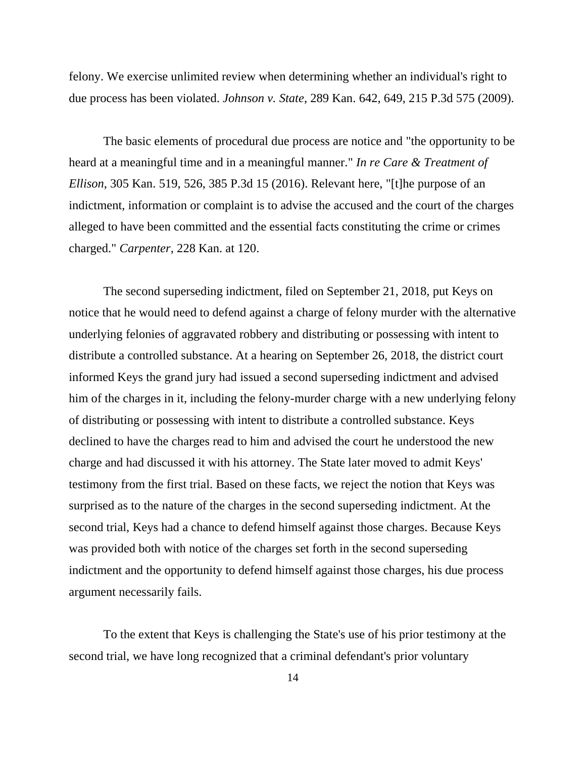felony. We exercise unlimited review when determining whether an individual's right to due process has been violated. *Johnson v. State*, 289 Kan. 642, 649, 215 P.3d 575 (2009).

The basic elements of procedural due process are notice and "the opportunity to be heard at a meaningful time and in a meaningful manner." *In re Care & Treatment of Ellison*, 305 Kan. 519, 526, 385 P.3d 15 (2016). Relevant here, "[t]he purpose of an indictment, information or complaint is to advise the accused and the court of the charges alleged to have been committed and the essential facts constituting the crime or crimes charged." *Carpenter*, 228 Kan. at 120.

The second superseding indictment, filed on September 21, 2018, put Keys on notice that he would need to defend against a charge of felony murder with the alternative underlying felonies of aggravated robbery and distributing or possessing with intent to distribute a controlled substance. At a hearing on September 26, 2018, the district court informed Keys the grand jury had issued a second superseding indictment and advised him of the charges in it, including the felony-murder charge with a new underlying felony of distributing or possessing with intent to distribute a controlled substance. Keys declined to have the charges read to him and advised the court he understood the new charge and had discussed it with his attorney. The State later moved to admit Keys' testimony from the first trial. Based on these facts, we reject the notion that Keys was surprised as to the nature of the charges in the second superseding indictment. At the second trial, Keys had a chance to defend himself against those charges. Because Keys was provided both with notice of the charges set forth in the second superseding indictment and the opportunity to defend himself against those charges, his due process argument necessarily fails.

To the extent that Keys is challenging the State's use of his prior testimony at the second trial, we have long recognized that a criminal defendant's prior voluntary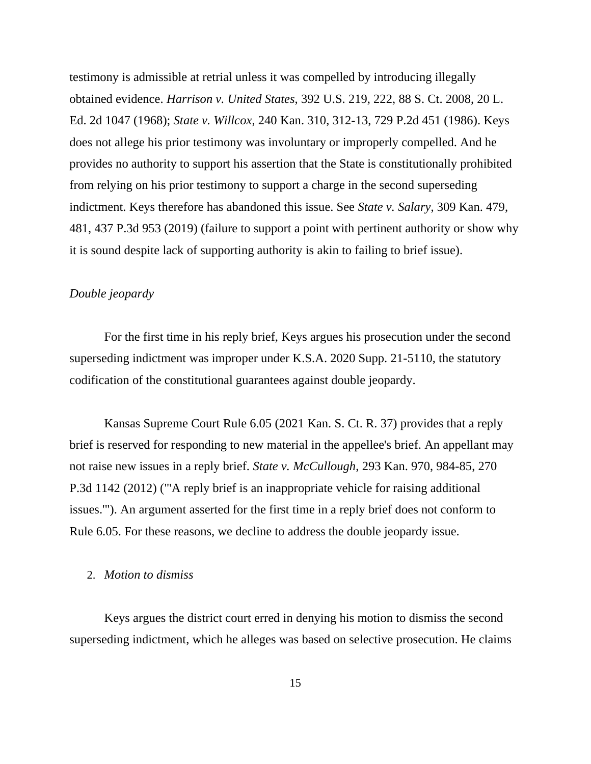testimony is admissible at retrial unless it was compelled by introducing illegally obtained evidence. *Harrison v. United States*, 392 U.S. 219, 222, 88 S. Ct. 2008, 20 L. Ed. 2d 1047 (1968); *State v. Willcox*, 240 Kan. 310, 312-13, 729 P.2d 451 (1986). Keys does not allege his prior testimony was involuntary or improperly compelled. And he provides no authority to support his assertion that the State is constitutionally prohibited from relying on his prior testimony to support a charge in the second superseding indictment. Keys therefore has abandoned this issue. See *State v. Salary*, 309 Kan. 479, 481, 437 P.3d 953 (2019) (failure to support a point with pertinent authority or show why it is sound despite lack of supporting authority is akin to failing to brief issue).

*Double jeopardy*

For the first time in his reply brief, Keys argues his prosecution under the second superseding indictment was improper under K.S.A. 2020 Supp. 21-5110, the statutory codification of the constitutional guarantees against double jeopardy.

Kansas Supreme Court Rule 6.05 (2021 Kan. S. Ct. R. 37) provides that a reply brief is reserved for responding to new material in the appellee's brief. An appellant may not raise new issues in a reply brief. *State v. McCullough*, 293 Kan. 970, 984-85, 270 P.3d 1142 (2012) ("'A reply brief is an inappropriate vehicle for raising additional issues.'"). An argument asserted for the first time in a reply brief does not conform to Rule 6.05. For these reasons, we decline to address the double jeopardy issue.

2. *Motion to dismiss*

Keys argues the district court erred in denying his motion to dismiss the second superseding indictment, which he alleges was based on selective prosecution. He claims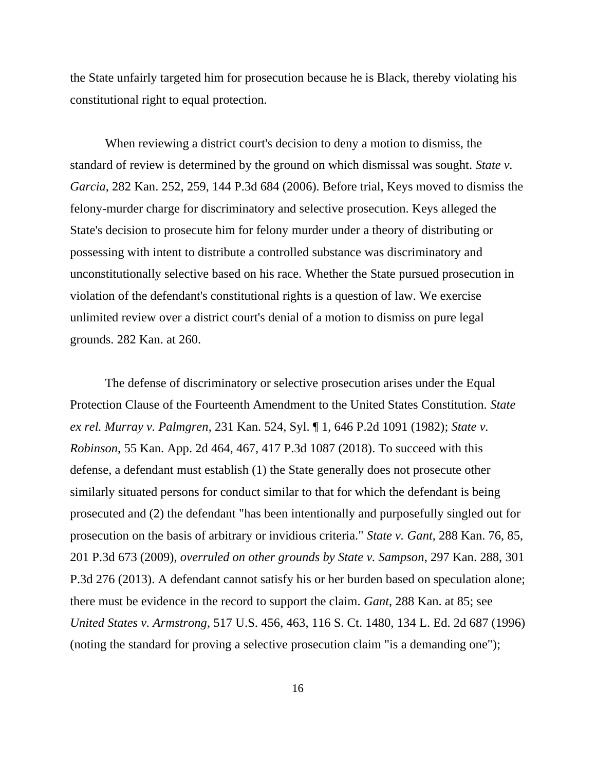the State unfairly targeted him for prosecution because he is Black, thereby violating his constitutional right to equal protection.

When reviewing a district court's decision to deny a motion to dismiss, the standard of review is determined by the ground on which dismissal was sought. *State v. Garcia*, 282 Kan. 252, 259, 144 P.3d 684 (2006). Before trial, Keys moved to dismiss the felony-murder charge for discriminatory and selective prosecution. Keys alleged the State's decision to prosecute him for felony murder under a theory of distributing or possessing with intent to distribute a controlled substance was discriminatory and unconstitutionally selective based on his race. Whether the State pursued prosecution in violation of the defendant's constitutional rights is a question of law. We exercise unlimited review over a district court's denial of a motion to dismiss on pure legal grounds. 282 Kan. at 260.

The defense of discriminatory or selective prosecution arises under the Equal Protection Clause of the Fourteenth Amendment to the United States Constitution. *State ex rel. Murray v. Palmgren*, 231 Kan. 524, Syl. ¶ 1, 646 P.2d 1091 (1982); *State v. Robinson*, 55 Kan. App. 2d 464, 467, 417 P.3d 1087 (2018). To succeed with this defense, a defendant must establish (1) the State generally does not prosecute other similarly situated persons for conduct similar to that for which the defendant is being prosecuted and (2) the defendant "has been intentionally and purposefully singled out for prosecution on the basis of arbitrary or invidious criteria." *State v. Gant*, 288 Kan. 76, 85, 201 P.3d 673 (2009), *overruled on other grounds by State v. Sampson*, 297 Kan. 288, 301 P.3d 276 (2013). A defendant cannot satisfy his or her burden based on speculation alone; there must be evidence in the record to support the claim. *Gant*, 288 Kan. at 85; see *United States v. Armstrong*, 517 U.S. 456, 463, 116 S. Ct. 1480, 134 L. Ed. 2d 687 (1996) (noting the standard for proving a selective prosecution claim "is a demanding one");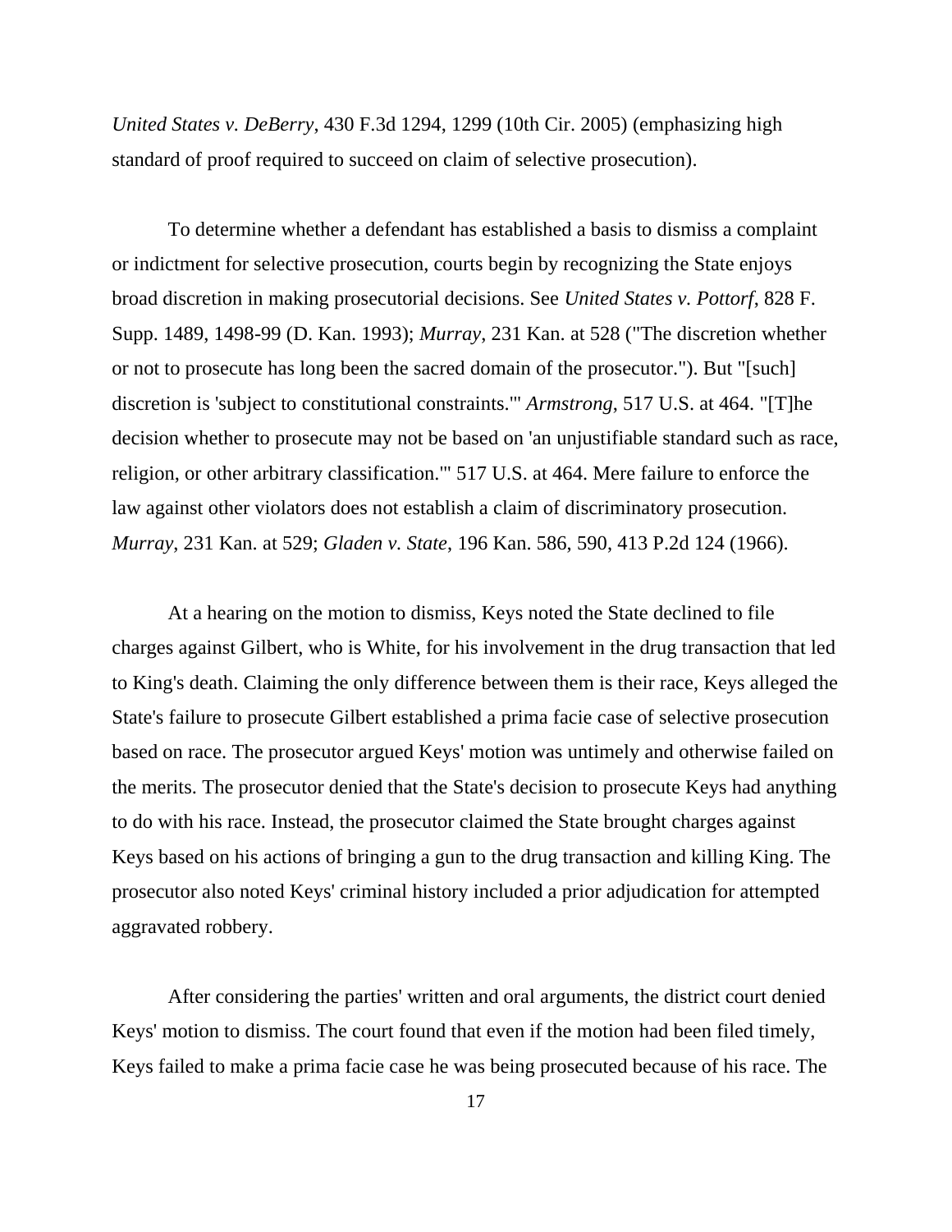*United States v. DeBerry*, 430 F.3d 1294, 1299 (10th Cir. 2005) (emphasizing high standard of proof required to succeed on claim of selective prosecution).

To determine whether a defendant has established a basis to dismiss a complaint or indictment for selective prosecution, courts begin by recognizing the State enjoys broad discretion in making prosecutorial decisions. See *United States v. Pottorf*, 828 F. Supp. 1489, 1498-99 (D. Kan. 1993); *Murray*, 231 Kan. at 528 ("The discretion whether or not to prosecute has long been the sacred domain of the prosecutor."). But "[such] discretion is 'subject to constitutional constraints.'" *Armstrong*, 517 U.S. at 464. "[T]he decision whether to prosecute may not be based on 'an unjustifiable standard such as race, religion, or other arbitrary classification.'" 517 U.S. at 464. Mere failure to enforce the law against other violators does not establish a claim of discriminatory prosecution. *Murray*, 231 Kan. at 529; *Gladen v. State*, 196 Kan. 586, 590, 413 P.2d 124 (1966).

At a hearing on the motion to dismiss, Keys noted the State declined to file charges against Gilbert, who is White, for his involvement in the drug transaction that led to King's death. Claiming the only difference between them is their race, Keys alleged the State's failure to prosecute Gilbert established a prima facie case of selective prosecution based on race. The prosecutor argued Keys' motion was untimely and otherwise failed on the merits. The prosecutor denied that the State's decision to prosecute Keys had anything to do with his race. Instead, the prosecutor claimed the State brought charges against Keys based on his actions of bringing a gun to the drug transaction and killing King. The prosecutor also noted Keys' criminal history included a prior adjudication for attempted aggravated robbery.

After considering the parties' written and oral arguments, the district court denied Keys' motion to dismiss. The court found that even if the motion had been filed timely, Keys failed to make a prima facie case he was being prosecuted because of his race. The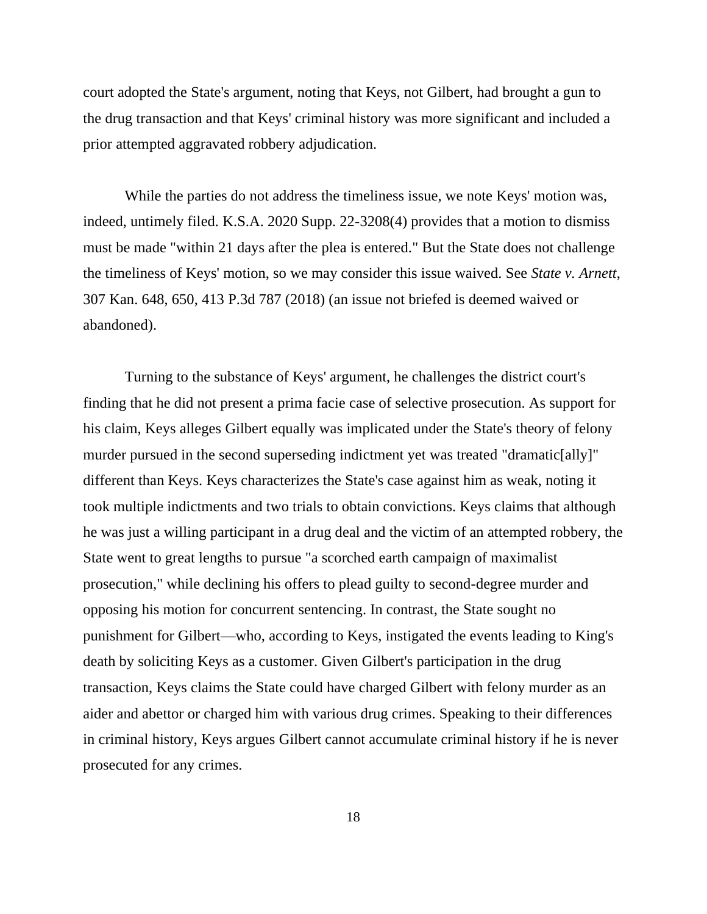court adopted the State's argument, noting that Keys, not Gilbert, had brought a gun to the drug transaction and that Keys' criminal history was more significant and included a prior attempted aggravated robbery adjudication.

While the parties do not address the timeliness issue, we note Keys' motion was, indeed, untimely filed. K.S.A. 2020 Supp. 22-3208(4) provides that a motion to dismiss must be made "within 21 days after the plea is entered." But the State does not challenge the timeliness of Keys' motion, so we may consider this issue waived. See *State v. Arnett*, 307 Kan. 648, 650, 413 P.3d 787 (2018) (an issue not briefed is deemed waived or abandoned).

Turning to the substance of Keys' argument, he challenges the district court's finding that he did not present a prima facie case of selective prosecution. As support for his claim, Keys alleges Gilbert equally was implicated under the State's theory of felony murder pursued in the second superseding indictment yet was treated "dramatic[ally]" different than Keys. Keys characterizes the State's case against him as weak, noting it took multiple indictments and two trials to obtain convictions. Keys claims that although he was just a willing participant in a drug deal and the victim of an attempted robbery, the State went to great lengths to pursue "a scorched earth campaign of maximalist prosecution," while declining his offers to plead guilty to second-degree murder and opposing his motion for concurrent sentencing. In contrast, the State sought no punishment for Gilbert—who, according to Keys, instigated the events leading to King's death by soliciting Keys as a customer. Given Gilbert's participation in the drug transaction, Keys claims the State could have charged Gilbert with felony murder as an aider and abettor or charged him with various drug crimes. Speaking to their differences in criminal history, Keys argues Gilbert cannot accumulate criminal history if he is never prosecuted for any crimes.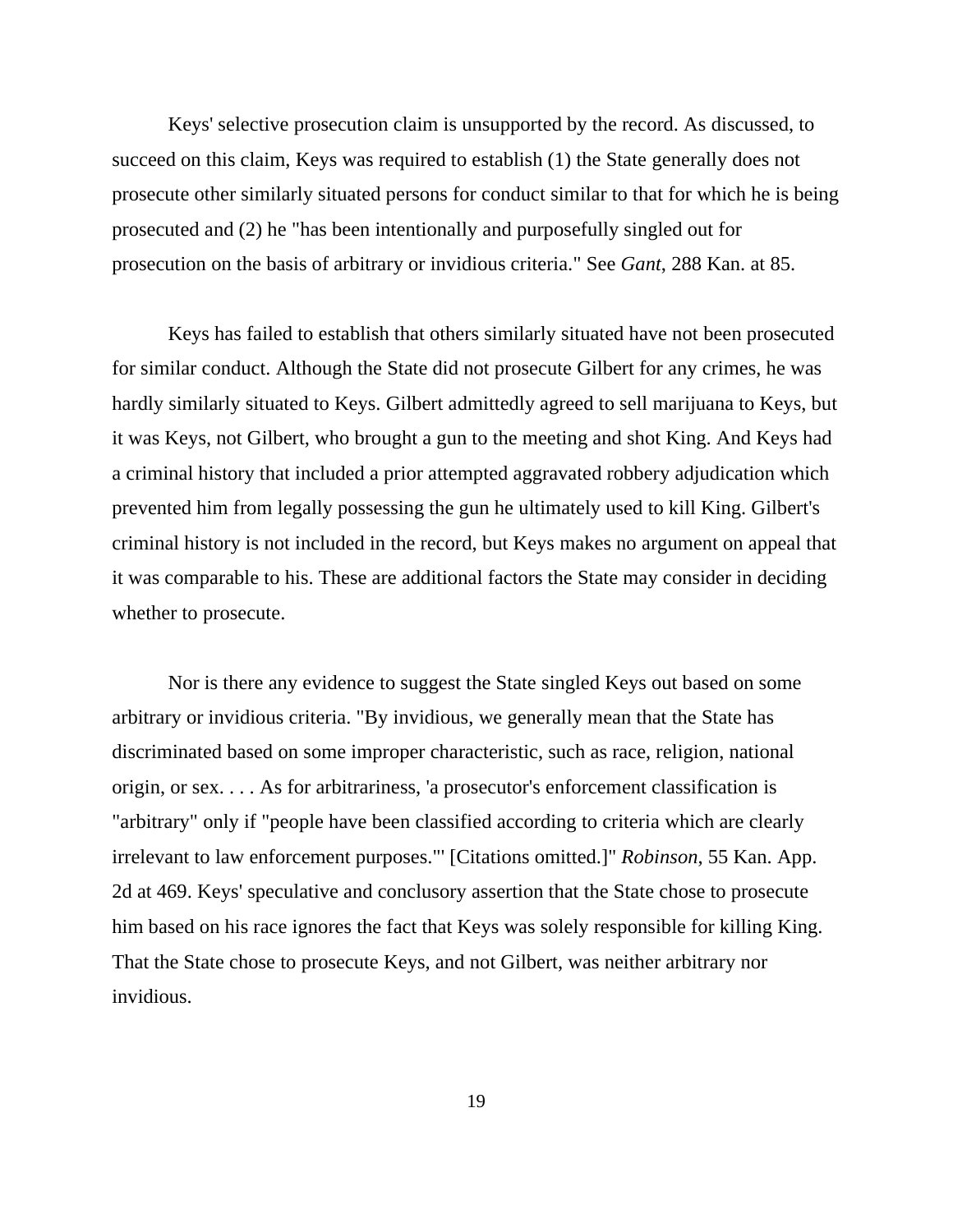Keys' selective prosecution claim is unsupported by the record. As discussed, to succeed on this claim, Keys was required to establish (1) the State generally does not prosecute other similarly situated persons for conduct similar to that for which he is being prosecuted and (2) he "has been intentionally and purposefully singled out for prosecution on the basis of arbitrary or invidious criteria." See *Gant*, 288 Kan. at 85.

Keys has failed to establish that others similarly situated have not been prosecuted for similar conduct. Although the State did not prosecute Gilbert for any crimes, he was hardly similarly situated to Keys. Gilbert admittedly agreed to sell marijuana to Keys, but it was Keys, not Gilbert, who brought a gun to the meeting and shot King. And Keys had a criminal history that included a prior attempted aggravated robbery adjudication which prevented him from legally possessing the gun he ultimately used to kill King. Gilbert's criminal history is not included in the record, but Keys makes no argument on appeal that it was comparable to his. These are additional factors the State may consider in deciding whether to prosecute.

Nor is there any evidence to suggest the State singled Keys out based on some arbitrary or invidious criteria. "By invidious, we generally mean that the State has discriminated based on some improper characteristic, such as race, religion, national origin, or sex. . . . As for arbitrariness, 'a prosecutor's enforcement classification is "arbitrary" only if "people have been classified according to criteria which are clearly irrelevant to law enforcement purposes."' [Citations omitted.]" *Robinson*, 55 Kan. App. 2d at 469. Keys' speculative and conclusory assertion that the State chose to prosecute him based on his race ignores the fact that Keys was solely responsible for killing King. That the State chose to prosecute Keys, and not Gilbert, was neither arbitrary nor invidious.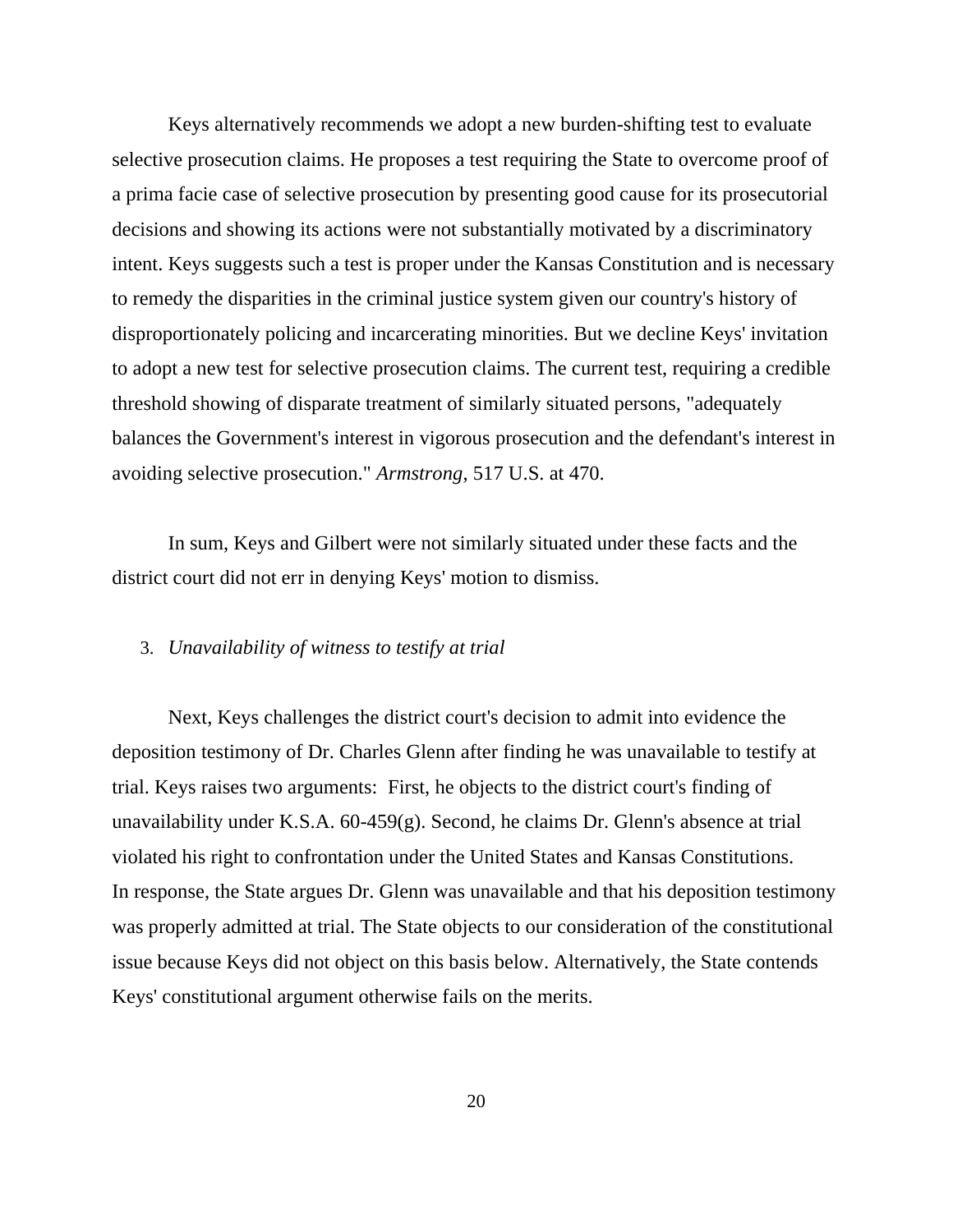Keys alternatively recommends we adopt a new burden-shifting test to evaluate selective prosecution claims. He proposes a test requiring the State to overcome proof of a prima facie case of selective prosecution by presenting good cause for its prosecutorial decisions and showing its actions were not substantially motivated by a discriminatory intent. Keys suggests such a test is proper under the Kansas Constitution and is necessary to remedy the disparities in the criminal justice system given our country's history of disproportionately policing and incarcerating minorities. But we decline Keys' invitation to adopt a new test for selective prosecution claims. The current test, requiring a credible threshold showing of disparate treatment of similarly situated persons, "adequately balances the Government's interest in vigorous prosecution and the defendant's interest in avoiding selective prosecution." *Armstrong*, 517 U.S. at 470.

In sum, Keys and Gilbert were not similarly situated under these facts and the district court did not err in denying Keys' motion to dismiss.

3. *Unavailability of witness to testify at trial*

Next, Keys challenges the district court's decision to admit into evidence the deposition testimony of Dr. Charles Glenn after finding he was unavailable to testify at trial. Keys raises two arguments: First, he objects to the district court's finding of unavailability under K.S.A. 60-459(g). Second, he claims Dr. Glenn's absence at trial violated his right to confrontation under the United States and Kansas Constitutions. In response, the State argues Dr. Glenn was unavailable and that his deposition testimony was properly admitted at trial. The State objects to our consideration of the constitutional issue because Keys did not object on this basis below. Alternatively, the State contends Keys' constitutional argument otherwise fails on the merits.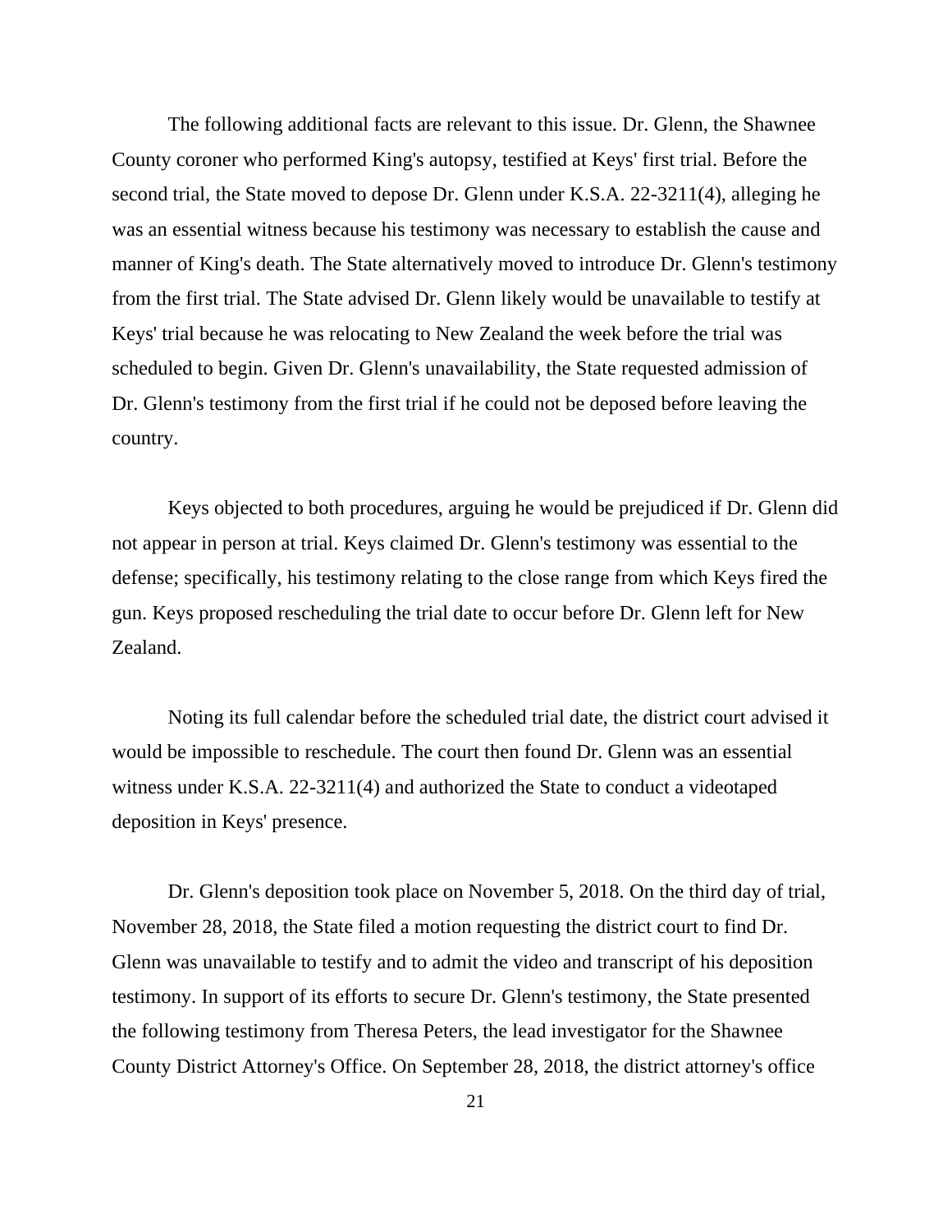The following additional facts are relevant to this issue. Dr. Glenn, the Shawnee County coroner who performed King's autopsy, testified at Keys' first trial. Before the second trial, the State moved to depose Dr. Glenn under K.S.A. 22-3211(4), alleging he was an essential witness because his testimony was necessary to establish the cause and manner of King's death. The State alternatively moved to introduce Dr. Glenn's testimony from the first trial. The State advised Dr. Glenn likely would be unavailable to testify at Keys' trial because he was relocating to New Zealand the week before the trial was scheduled to begin. Given Dr. Glenn's unavailability, the State requested admission of Dr. Glenn's testimony from the first trial if he could not be deposed before leaving the country.

Keys objected to both procedures, arguing he would be prejudiced if Dr. Glenn did not appear in person at trial. Keys claimed Dr. Glenn's testimony was essential to the defense; specifically, his testimony relating to the close range from which Keys fired the gun. Keys proposed rescheduling the trial date to occur before Dr. Glenn left for New Zealand.

Noting its full calendar before the scheduled trial date, the district court advised it would be impossible to reschedule. The court then found Dr. Glenn was an essential witness under K.S.A. 22-3211(4) and authorized the State to conduct a videotaped deposition in Keys' presence.

Dr. Glenn's deposition took place on November 5, 2018. On the third day of trial, November 28, 2018, the State filed a motion requesting the district court to find Dr. Glenn was unavailable to testify and to admit the video and transcript of his deposition testimony. In support of its efforts to secure Dr. Glenn's testimony, the State presented the following testimony from Theresa Peters, the lead investigator for the Shawnee County District Attorney's Office. On September 28, 2018, the district attorney's office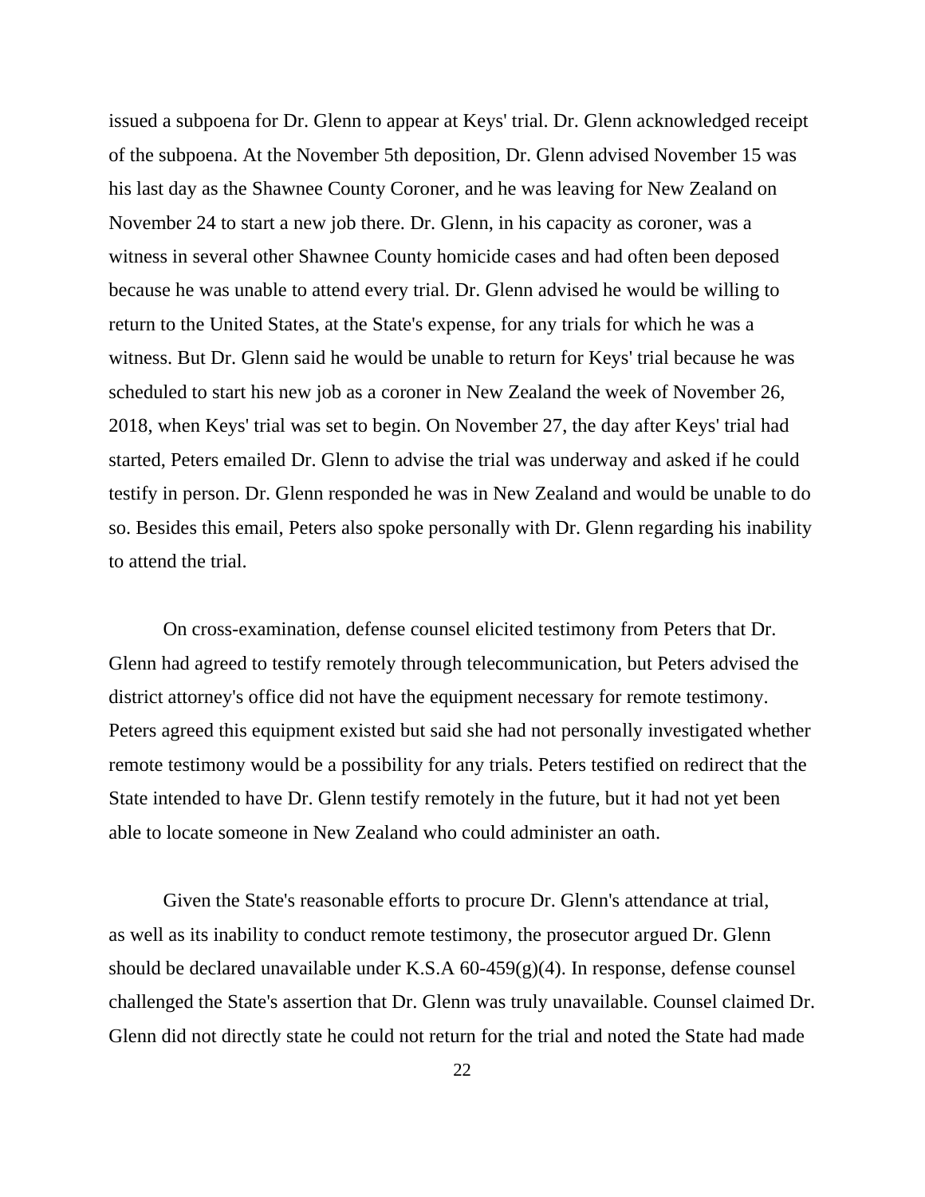issued a subpoena for Dr. Glenn to appear at Keys' trial. Dr. Glenn acknowledged receipt of the subpoena. At the November 5th deposition, Dr. Glenn advised November 15 was his last day as the Shawnee County Coroner, and he was leaving for New Zealand on November 24 to start a new job there. Dr. Glenn, in his capacity as coroner, was a witness in several other Shawnee County homicide cases and had often been deposed because he was unable to attend every trial. Dr. Glenn advised he would be willing to return to the United States, at the State's expense, for any trials for which he was a witness. But Dr. Glenn said he would be unable to return for Keys' trial because he was scheduled to start his new job as a coroner in New Zealand the week of November 26, 2018, when Keys' trial was set to begin. On November 27, the day after Keys' trial had started, Peters emailed Dr. Glenn to advise the trial was underway and asked if he could testify in person. Dr. Glenn responded he was in New Zealand and would be unable to do so. Besides this email, Peters also spoke personally with Dr. Glenn regarding his inability to attend the trial.

On cross-examination, defense counsel elicited testimony from Peters that Dr. Glenn had agreed to testify remotely through telecommunication, but Peters advised the district attorney's office did not have the equipment necessary for remote testimony. Peters agreed this equipment existed but said she had not personally investigated whether remote testimony would be a possibility for any trials. Peters testified on redirect that the State intended to have Dr. Glenn testify remotely in the future, but it had not yet been able to locate someone in New Zealand who could administer an oath.

Given the State's reasonable efforts to procure Dr. Glenn's attendance at trial, as well as its inability to conduct remote testimony, the prosecutor argued Dr. Glenn should be declared unavailable under K.S.A 60-459(g)(4). In response, defense counsel challenged the State's assertion that Dr. Glenn was truly unavailable. Counsel claimed Dr. Glenn did not directly state he could not return for the trial and noted the State had made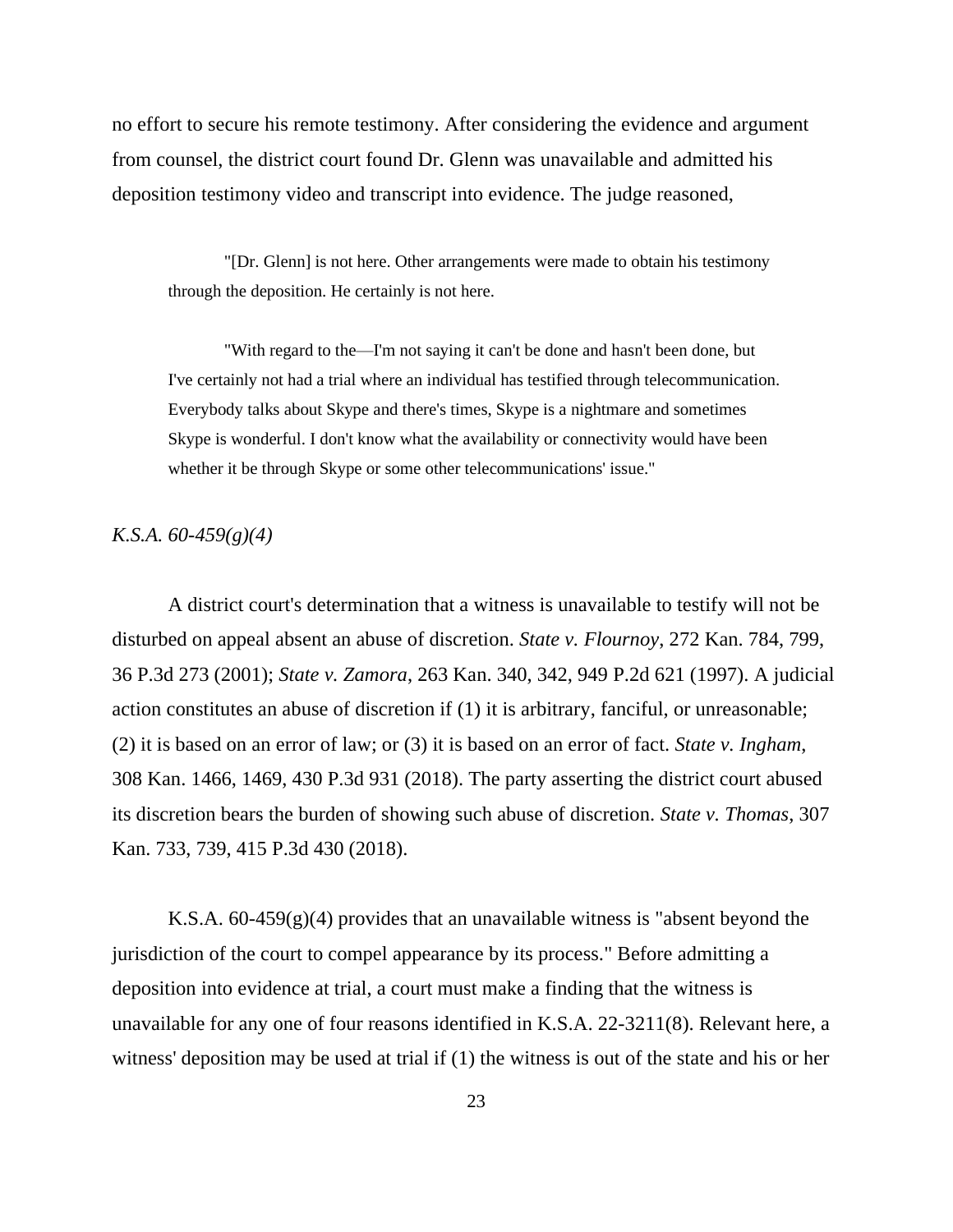no effort to secure his remote testimony. After considering the evidence and argument from counsel, the district court found Dr. Glenn was unavailable and admitted his deposition testimony video and transcript into evidence. The judge reasoned,

> "[Dr. Glenn] is not here. Other arrangements were made to obtain his testimony through the deposition. He certainly is not here.
>
> "With regard to the—I'm not saying it can't be done and hasn't been done, but I've certainly not had a trial where an individual has testified through telecommunication. Everybody talks about Skype and there's times, Skype is a nightmare and sometimes Skype is wonderful. I don't know what the availability or connectivity would have been whether it be through Skype or some other telecommunications' issue."

*K.S.A. 60-459(g)(4)*

A district court's determination that a witness is unavailable to testify will not be disturbed on appeal absent an abuse of discretion. *State v. Flournoy*, 272 Kan. 784, 799, 36 P.3d 273 (2001); *State v. Zamora*, 263 Kan. 340, 342, 949 P.2d 621 (1997). A judicial action constitutes an abuse of discretion if (1) it is arbitrary, fanciful, or unreasonable; (2) it is based on an error of law; or (3) it is based on an error of fact. *State v. Ingham*, 308 Kan. 1466, 1469, 430 P.3d 931 (2018). The party asserting the district court abused its discretion bears the burden of showing such abuse of discretion. *State v. Thomas*, 307 Kan. 733, 739, 415 P.3d 430 (2018).

K.S.A. 60-459(g)(4) provides that an unavailable witness is "absent beyond the jurisdiction of the court to compel appearance by its process." Before admitting a deposition into evidence at trial, a court must make a finding that the witness is unavailable for any one of four reasons identified in K.S.A. 22-3211(8). Relevant here, a witness' deposition may be used at trial if (1) the witness is out of the state and his or her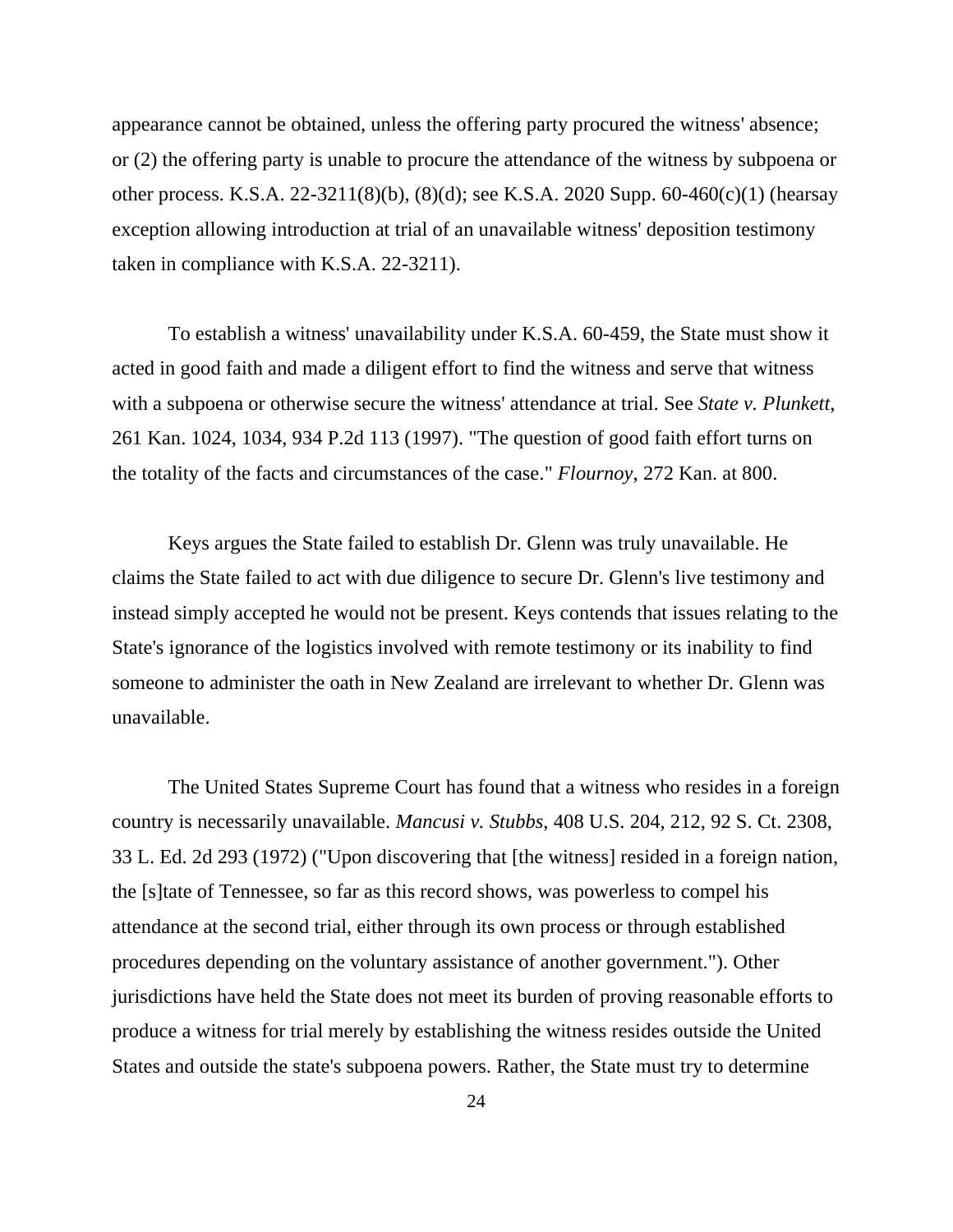appearance cannot be obtained, unless the offering party procured the witness' absence; or (2) the offering party is unable to procure the attendance of the witness by subpoena or other process. K.S.A. 22-3211(8)(b), (8)(d); see K.S.A. 2020 Supp. 60-460(c)(1) (hearsay exception allowing introduction at trial of an unavailable witness' deposition testimony taken in compliance with K.S.A. 22-3211).

To establish a witness' unavailability under K.S.A. 60-459, the State must show it acted in good faith and made a diligent effort to find the witness and serve that witness with a subpoena or otherwise secure the witness' attendance at trial. See *State v. Plunkett*, 261 Kan. 1024, 1034, 934 P.2d 113 (1997). "The question of good faith effort turns on the totality of the facts and circumstances of the case." *Flournoy*, 272 Kan. at 800.

Keys argues the State failed to establish Dr. Glenn was truly unavailable. He claims the State failed to act with due diligence to secure Dr. Glenn's live testimony and instead simply accepted he would not be present. Keys contends that issues relating to the State's ignorance of the logistics involved with remote testimony or its inability to find someone to administer the oath in New Zealand are irrelevant to whether Dr. Glenn was unavailable.

The United States Supreme Court has found that a witness who resides in a foreign country is necessarily unavailable. *Mancusi v. Stubbs*, 408 U.S. 204, 212, 92 S. Ct. 2308, 33 L. Ed. 2d 293 (1972) ("Upon discovering that [the witness] resided in a foreign nation, the [s]tate of Tennessee, so far as this record shows, was powerless to compel his attendance at the second trial, either through its own process or through established procedures depending on the voluntary assistance of another government."). Other jurisdictions have held the State does not meet its burden of proving reasonable efforts to produce a witness for trial merely by establishing the witness resides outside the United States and outside the state's subpoena powers. Rather, the State must try to determine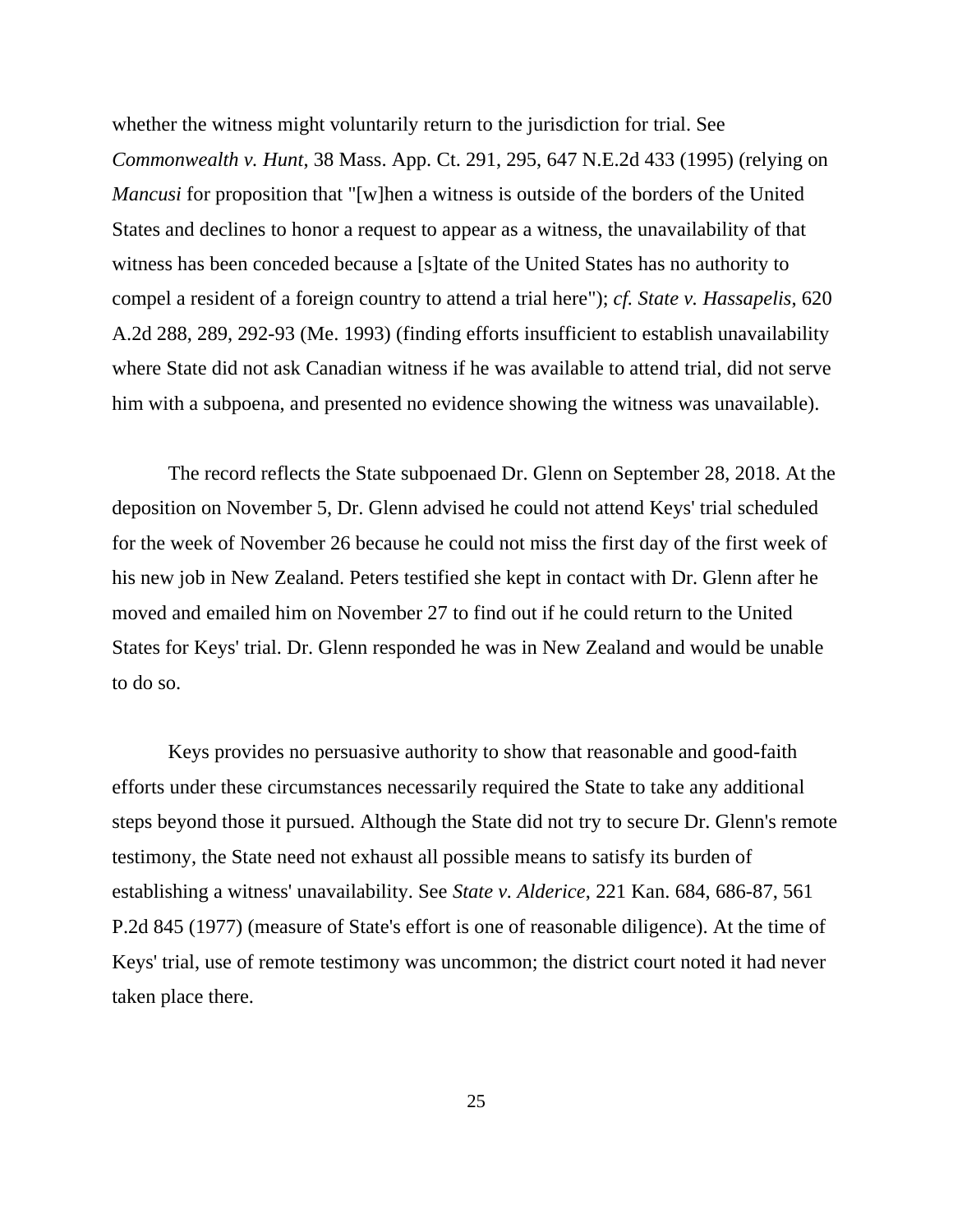whether the witness might voluntarily return to the jurisdiction for trial. See *Commonwealth v. Hunt*, 38 Mass. App. Ct. 291, 295, 647 N.E.2d 433 (1995) (relying on *Mancusi* for proposition that "[w]hen a witness is outside of the borders of the United States and declines to honor a request to appear as a witness, the unavailability of that witness has been conceded because a [s]tate of the United States has no authority to compel a resident of a foreign country to attend a trial here"); *cf. State v. Hassapelis*, 620 A.2d 288, 289, 292-93 (Me. 1993) (finding efforts insufficient to establish unavailability where State did not ask Canadian witness if he was available to attend trial, did not serve him with a subpoena, and presented no evidence showing the witness was unavailable).

The record reflects the State subpoenaed Dr. Glenn on September 28, 2018. At the deposition on November 5, Dr. Glenn advised he could not attend Keys' trial scheduled for the week of November 26 because he could not miss the first day of the first week of his new job in New Zealand. Peters testified she kept in contact with Dr. Glenn after he moved and emailed him on November 27 to find out if he could return to the United States for Keys' trial. Dr. Glenn responded he was in New Zealand and would be unable to do so.

Keys provides no persuasive authority to show that reasonable and good-faith efforts under these circumstances necessarily required the State to take any additional steps beyond those it pursued. Although the State did not try to secure Dr. Glenn's remote testimony, the State need not exhaust all possible means to satisfy its burden of establishing a witness' unavailability. See *State v. Alderice*, 221 Kan. 684, 686-87, 561 P.2d 845 (1977) (measure of State's effort is one of reasonable diligence). At the time of Keys' trial, use of remote testimony was uncommon; the district court noted it had never taken place there.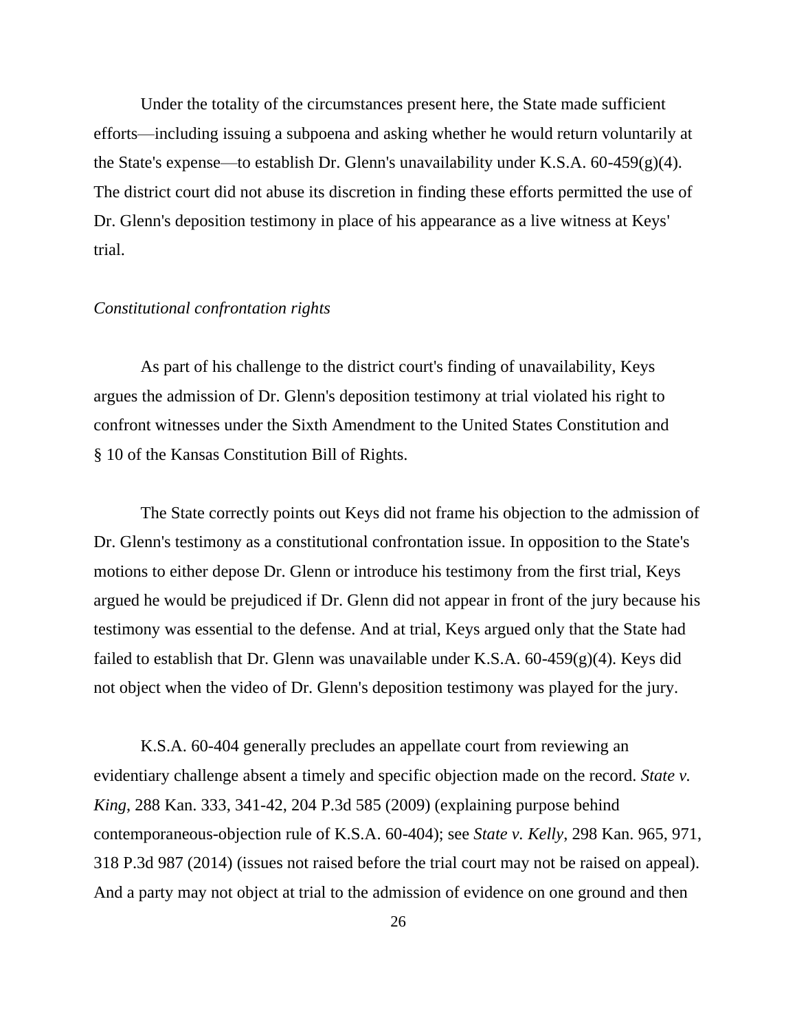Under the totality of the circumstances present here, the State made sufficient efforts—including issuing a subpoena and asking whether he would return voluntarily at the State's expense—to establish Dr. Glenn's unavailability under K.S.A. 60-459(g)(4). The district court did not abuse its discretion in finding these efforts permitted the use of Dr. Glenn's deposition testimony in place of his appearance as a live witness at Keys' trial.

*Constitutional confrontation rights*

As part of his challenge to the district court's finding of unavailability, Keys argues the admission of Dr. Glenn's deposition testimony at trial violated his right to confront witnesses under the Sixth Amendment to the United States Constitution and § 10 of the Kansas Constitution Bill of Rights.

The State correctly points out Keys did not frame his objection to the admission of Dr. Glenn's testimony as a constitutional confrontation issue. In opposition to the State's motions to either depose Dr. Glenn or introduce his testimony from the first trial, Keys argued he would be prejudiced if Dr. Glenn did not appear in front of the jury because his testimony was essential to the defense. And at trial, Keys argued only that the State had failed to establish that Dr. Glenn was unavailable under K.S.A. 60-459(g)(4). Keys did not object when the video of Dr. Glenn's deposition testimony was played for the jury.

K.S.A. 60-404 generally precludes an appellate court from reviewing an evidentiary challenge absent a timely and specific objection made on the record. *State v. King*, 288 Kan. 333, 341-42, 204 P.3d 585 (2009) (explaining purpose behind contemporaneous-objection rule of K.S.A. 60-404); see *State v. Kelly*, 298 Kan. 965, 971, 318 P.3d 987 (2014) (issues not raised before the trial court may not be raised on appeal). And a party may not object at trial to the admission of evidence on one ground and then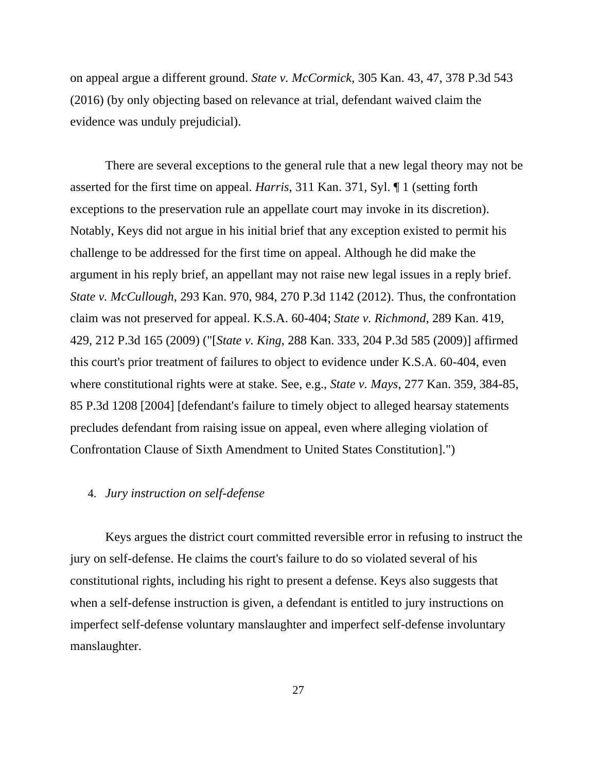on appeal argue a different ground. *State v. McCormick*, 305 Kan. 43, 47, 378 P.3d 543 (2016) (by only objecting based on relevance at trial, defendant waived claim the evidence was unduly prejudicial).

There are several exceptions to the general rule that a new legal theory may not be asserted for the first time on appeal. *Harris*, 311 Kan. 371, Syl. ¶ 1 (setting forth exceptions to the preservation rule an appellate court may invoke in its discretion). Notably, Keys did not argue in his initial brief that any exception existed to permit his challenge to be addressed for the first time on appeal. Although he did make the argument in his reply brief, an appellant may not raise new legal issues in a reply brief. *State v. McCullough*, 293 Kan. 970, 984, 270 P.3d 1142 (2012). Thus, the confrontation claim was not preserved for appeal. K.S.A. 60-404; *State v. Richmond*, 289 Kan. 419, 429, 212 P.3d 165 (2009) ("[*State v. King*, 288 Kan. 333, 204 P.3d 585 (2009)] affirmed this court's prior treatment of failures to object to evidence under K.S.A. 60-404, even where constitutional rights were at stake. See, e.g., *State v. Mays*, 277 Kan. 359, 384-85, 85 P.3d 1208 [2004] [defendant's failure to timely object to alleged hearsay statements precludes defendant from raising issue on appeal, even where alleging violation of Confrontation Clause of Sixth Amendment to United States Constitution].")

4. *Jury instruction on self-defense*

Keys argues the district court committed reversible error in refusing to instruct the jury on self-defense. He claims the court's failure to do so violated several of his constitutional rights, including his right to present a defense. Keys also suggests that when a self-defense instruction is given, a defendant is entitled to jury instructions on imperfect self-defense voluntary manslaughter and imperfect self-defense involuntary manslaughter.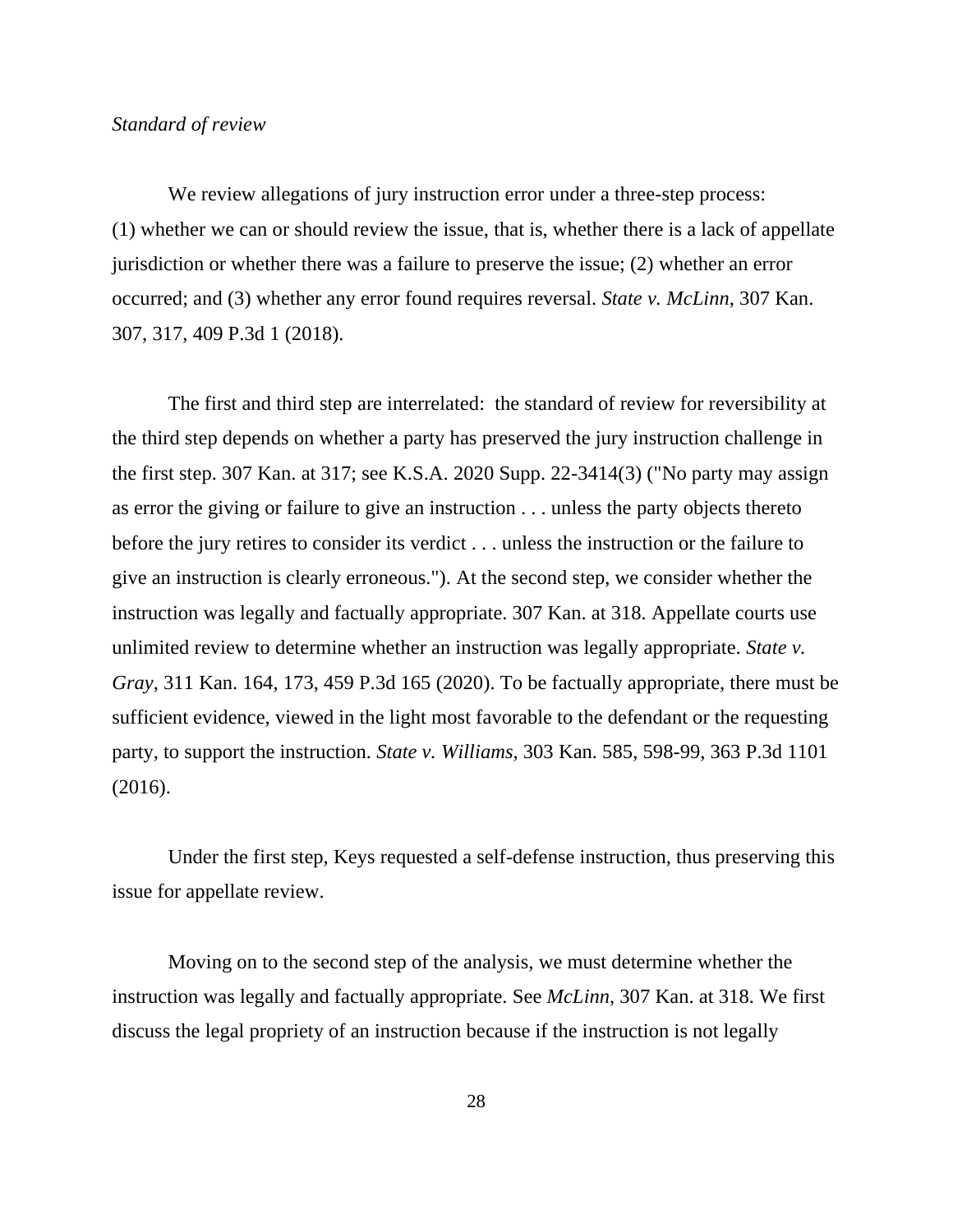*Standard of review*

We review allegations of jury instruction error under a three-step process: (1) whether we can or should review the issue, that is, whether there is a lack of appellate jurisdiction or whether there was a failure to preserve the issue; (2) whether an error occurred; and (3) whether any error found requires reversal. *State v. McLinn*, 307 Kan. 307, 317, 409 P.3d 1 (2018).

The first and third step are interrelated: the standard of review for reversibility at the third step depends on whether a party has preserved the jury instruction challenge in the first step. 307 Kan. at 317; see K.S.A. 2020 Supp. 22-3414(3) ("No party may assign as error the giving or failure to give an instruction . . . unless the party objects thereto before the jury retires to consider its verdict . . . unless the instruction or the failure to give an instruction is clearly erroneous."). At the second step, we consider whether the instruction was legally and factually appropriate. 307 Kan. at 318. Appellate courts use unlimited review to determine whether an instruction was legally appropriate. *State v. Gray*, 311 Kan. 164, 173, 459 P.3d 165 (2020). To be factually appropriate, there must be sufficient evidence, viewed in the light most favorable to the defendant or the requesting party, to support the instruction. *State v. Williams*, 303 Kan. 585, 598-99, 363 P.3d 1101 (2016).

Under the first step, Keys requested a self-defense instruction, thus preserving this issue for appellate review.

Moving on to the second step of the analysis, we must determine whether the instruction was legally and factually appropriate. See *McLinn*, 307 Kan. at 318. We first discuss the legal propriety of an instruction because if the instruction is not legally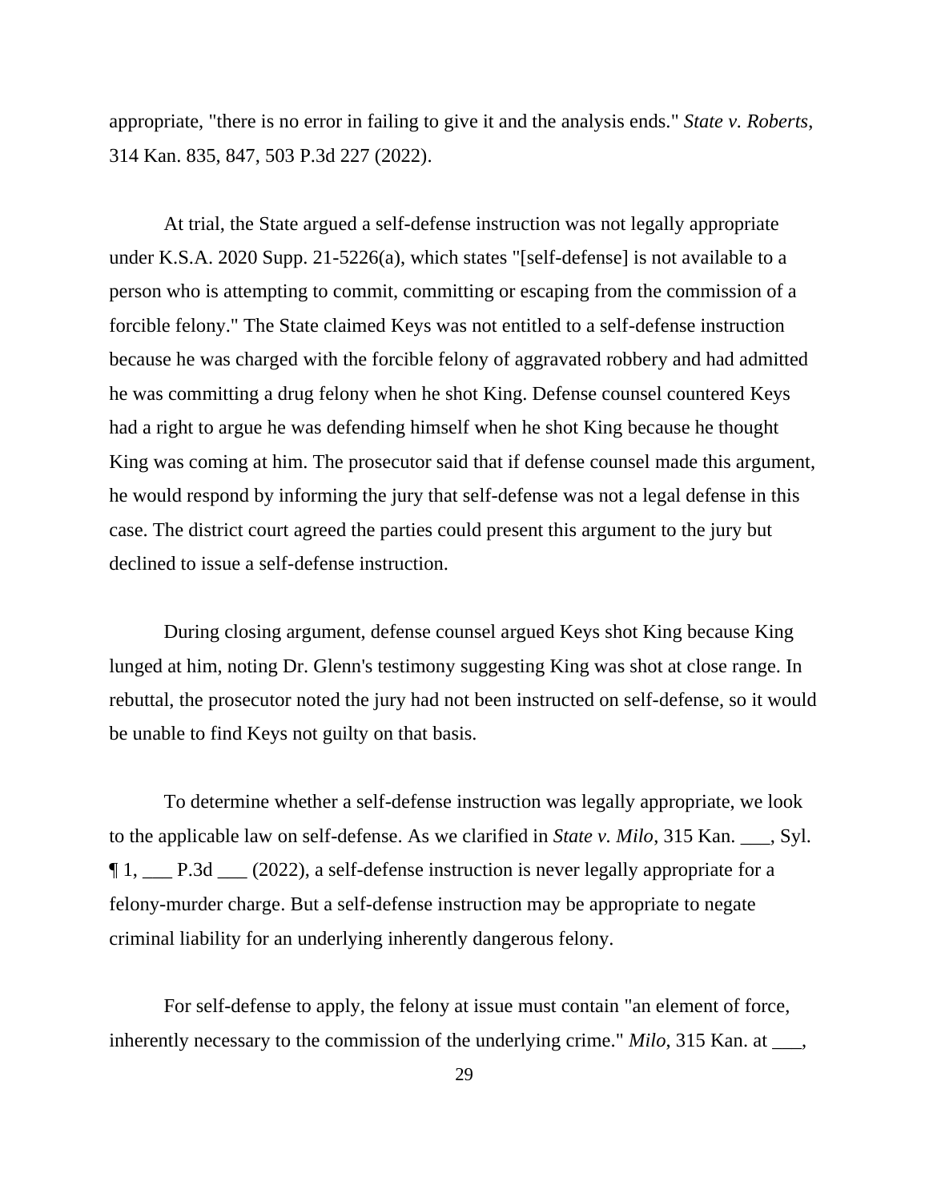appropriate, "there is no error in failing to give it and the analysis ends." *State v. Roberts*, 314 Kan. 835, 847, 503 P.3d 227 (2022).

At trial, the State argued a self-defense instruction was not legally appropriate under K.S.A. 2020 Supp. 21-5226(a), which states "[self-defense] is not available to a person who is attempting to commit, committing or escaping from the commission of a forcible felony." The State claimed Keys was not entitled to a self-defense instruction because he was charged with the forcible felony of aggravated robbery and had admitted he was committing a drug felony when he shot King. Defense counsel countered Keys had a right to argue he was defending himself when he shot King because he thought King was coming at him. The prosecutor said that if defense counsel made this argument, he would respond by informing the jury that self-defense was not a legal defense in this case. The district court agreed the parties could present this argument to the jury but declined to issue a self-defense instruction.

During closing argument, defense counsel argued Keys shot King because King lunged at him, noting Dr. Glenn's testimony suggesting King was shot at close range. In rebuttal, the prosecutor noted the jury had not been instructed on self-defense, so it would be unable to find Keys not guilty on that basis.

To determine whether a self-defense instruction was legally appropriate, we look to the applicable law on self-defense. As we clarified in *State v. Milo*, 315 Kan. ___, Syl. ¶ 1, ___ P.3d ___ (2022), a self-defense instruction is never legally appropriate for a felony-murder charge. But a self-defense instruction may be appropriate to negate criminal liability for an underlying inherently dangerous felony.

For self-defense to apply, the felony at issue must contain "an element of force, inherently necessary to the commission of the underlying crime." *Milo*, 315 Kan. at ___,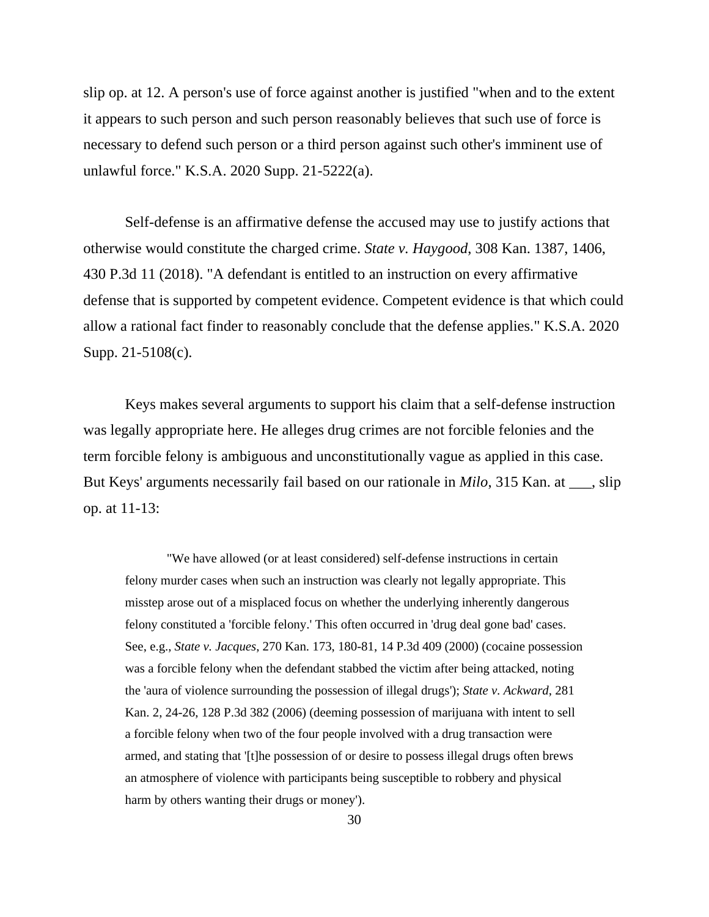slip op. at 12. A person's use of force against another is justified "when and to the extent it appears to such person and such person reasonably believes that such use of force is necessary to defend such person or a third person against such other's imminent use of unlawful force." K.S.A. 2020 Supp. 21-5222(a).

Self-defense is an affirmative defense the accused may use to justify actions that otherwise would constitute the charged crime. *State v. Haygood*, 308 Kan. 1387, 1406, 430 P.3d 11 (2018). "A defendant is entitled to an instruction on every affirmative defense that is supported by competent evidence. Competent evidence is that which could allow a rational fact finder to reasonably conclude that the defense applies." K.S.A. 2020 Supp. 21-5108(c).

Keys makes several arguments to support his claim that a self-defense instruction was legally appropriate here. He alleges drug crimes are not forcible felonies and the term forcible felony is ambiguous and unconstitutionally vague as applied in this case. But Keys' arguments necessarily fail based on our rationale in *Milo*, 315 Kan. at ___, slip op. at 11-13:

> "We have allowed (or at least considered) self-defense instructions in certain felony murder cases when such an instruction was clearly not legally appropriate. This misstep arose out of a misplaced focus on whether the underlying inherently dangerous felony constituted a 'forcible felony.' This often occurred in 'drug deal gone bad' cases. See, e.g., *State v. Jacques*, 270 Kan. 173, 180-81, 14 P.3d 409 (2000) (cocaine possession was a forcible felony when the defendant stabbed the victim after being attacked, noting the 'aura of violence surrounding the possession of illegal drugs'); *State v. Ackward*, 281 Kan. 2, 24-26, 128 P.3d 382 (2006) (deeming possession of marijuana with intent to sell a forcible felony when two of the four people involved with a drug transaction were armed, and stating that '[t]he possession of or desire to possess illegal drugs often brews an atmosphere of violence with participants being susceptible to robbery and physical harm by others wanting their drugs or money').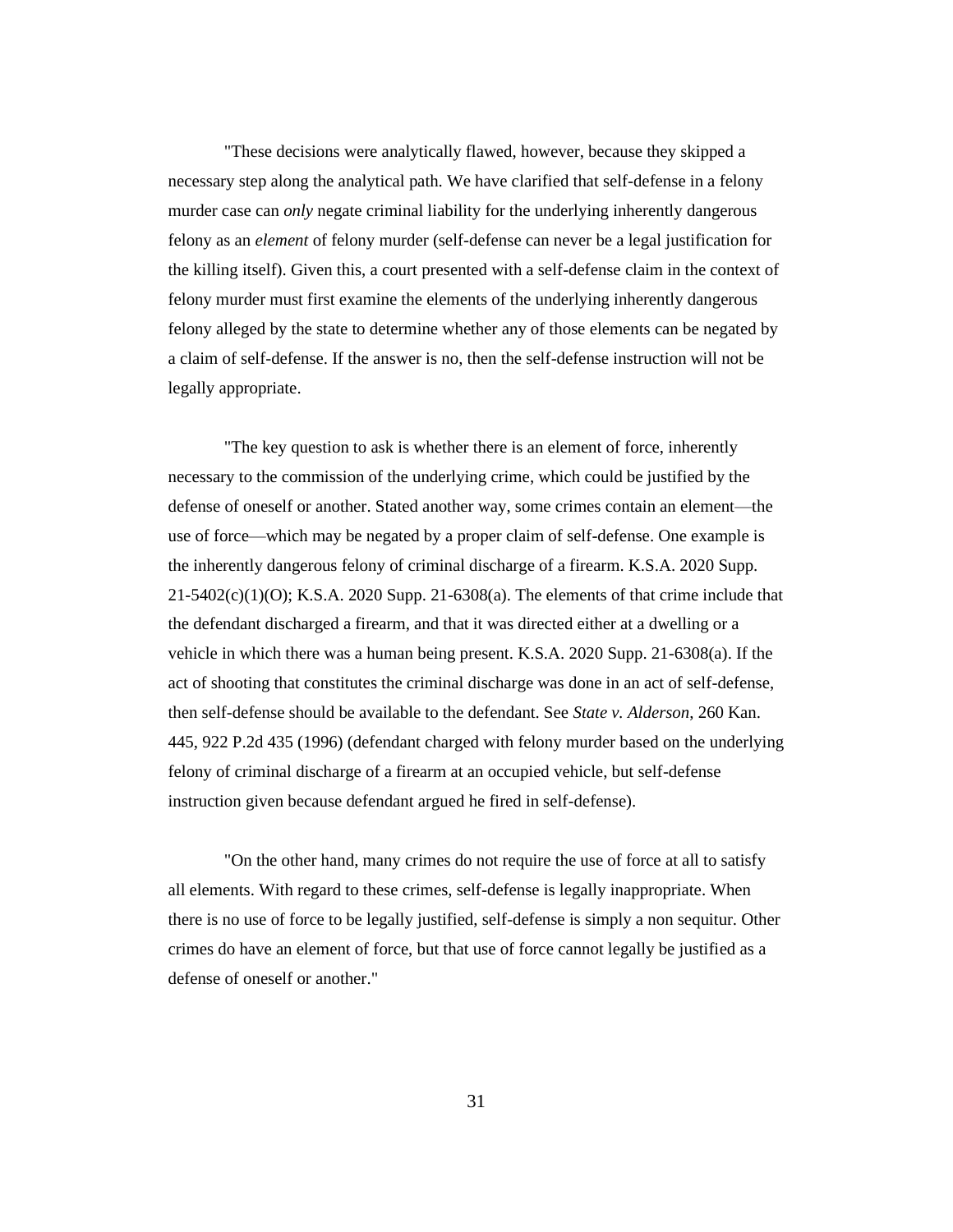"These decisions were analytically flawed, however, because they skipped a necessary step along the analytical path. We have clarified that self-defense in a felony murder case can *only* negate criminal liability for the underlying inherently dangerous felony as an *element* of felony murder (self-defense can never be a legal justification for the killing itself). Given this, a court presented with a self-defense claim in the context of felony murder must first examine the elements of the underlying inherently dangerous felony alleged by the state to determine whether any of those elements can be negated by a claim of self-defense. If the answer is no, then the self-defense instruction will not be legally appropriate.

"The key question to ask is whether there is an element of force, inherently necessary to the commission of the underlying crime, which could be justified by the defense of oneself or another. Stated another way, some crimes contain an element—the use of force—which may be negated by a proper claim of self-defense. One example is the inherently dangerous felony of criminal discharge of a firearm. K.S.A. 2020 Supp. 21-5402(c)(1)(O); K.S.A. 2020 Supp. 21-6308(a). The elements of that crime include that the defendant discharged a firearm, and that it was directed either at a dwelling or a vehicle in which there was a human being present. K.S.A. 2020 Supp. 21-6308(a). If the act of shooting that constitutes the criminal discharge was done in an act of self-defense, then self-defense should be available to the defendant. See *State v. Alderson*, 260 Kan. 445, 922 P.2d 435 (1996) (defendant charged with felony murder based on the underlying felony of criminal discharge of a firearm at an occupied vehicle, but self-defense instruction given because defendant argued he fired in self-defense).

"On the other hand, many crimes do not require the use of force at all to satisfy all elements. With regard to these crimes, self-defense is legally inappropriate. When there is no use of force to be legally justified, self-defense is simply a non sequitur. Other crimes do have an element of force, but that use of force cannot legally be justified as a defense of oneself or another."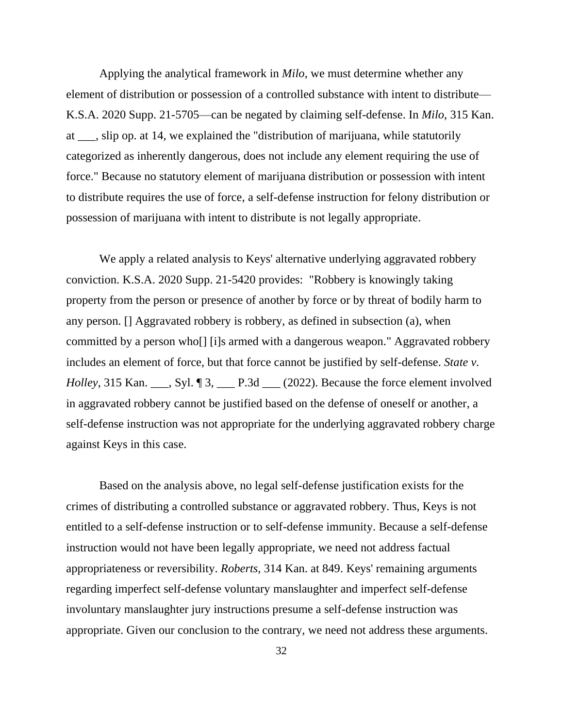Applying the analytical framework in *Milo*, we must determine whether any element of distribution or possession of a controlled substance with intent to distribute—K.S.A. 2020 Supp. 21-5705—can be negated by claiming self-defense. In *Milo*, 315 Kan. at ___, slip op. at 14, we explained the "distribution of marijuana, while statutorily categorized as inherently dangerous, does not include any element requiring the use of force." Because no statutory element of marijuana distribution or possession with intent to distribute requires the use of force, a self-defense instruction for felony distribution or possession of marijuana with intent to distribute is not legally appropriate.

We apply a related analysis to Keys' alternative underlying aggravated robbery conviction. K.S.A. 2020 Supp. 21-5420 provides: "Robbery is knowingly taking property from the person or presence of another by force or by threat of bodily harm to any person. [] Aggravated robbery is robbery, as defined in subsection (a), when committed by a person who[] [i]s armed with a dangerous weapon." Aggravated robbery includes an element of force, but that force cannot be justified by self-defense. *State v. Holley*, 315 Kan. ___, Syl. ¶ 3, ___ P.3d ___ (2022). Because the force element involved in aggravated robbery cannot be justified based on the defense of oneself or another, a self-defense instruction was not appropriate for the underlying aggravated robbery charge against Keys in this case.

Based on the analysis above, no legal self-defense justification exists for the crimes of distributing a controlled substance or aggravated robbery. Thus, Keys is not entitled to a self-defense instruction or to self-defense immunity. Because a self-defense instruction would not have been legally appropriate, we need not address factual appropriateness or reversibility. *Roberts*, 314 Kan. at 849. Keys' remaining arguments regarding imperfect self-defense voluntary manslaughter and imperfect self-defense involuntary manslaughter jury instructions presume a self-defense instruction was appropriate. Given our conclusion to the contrary, we need not address these arguments.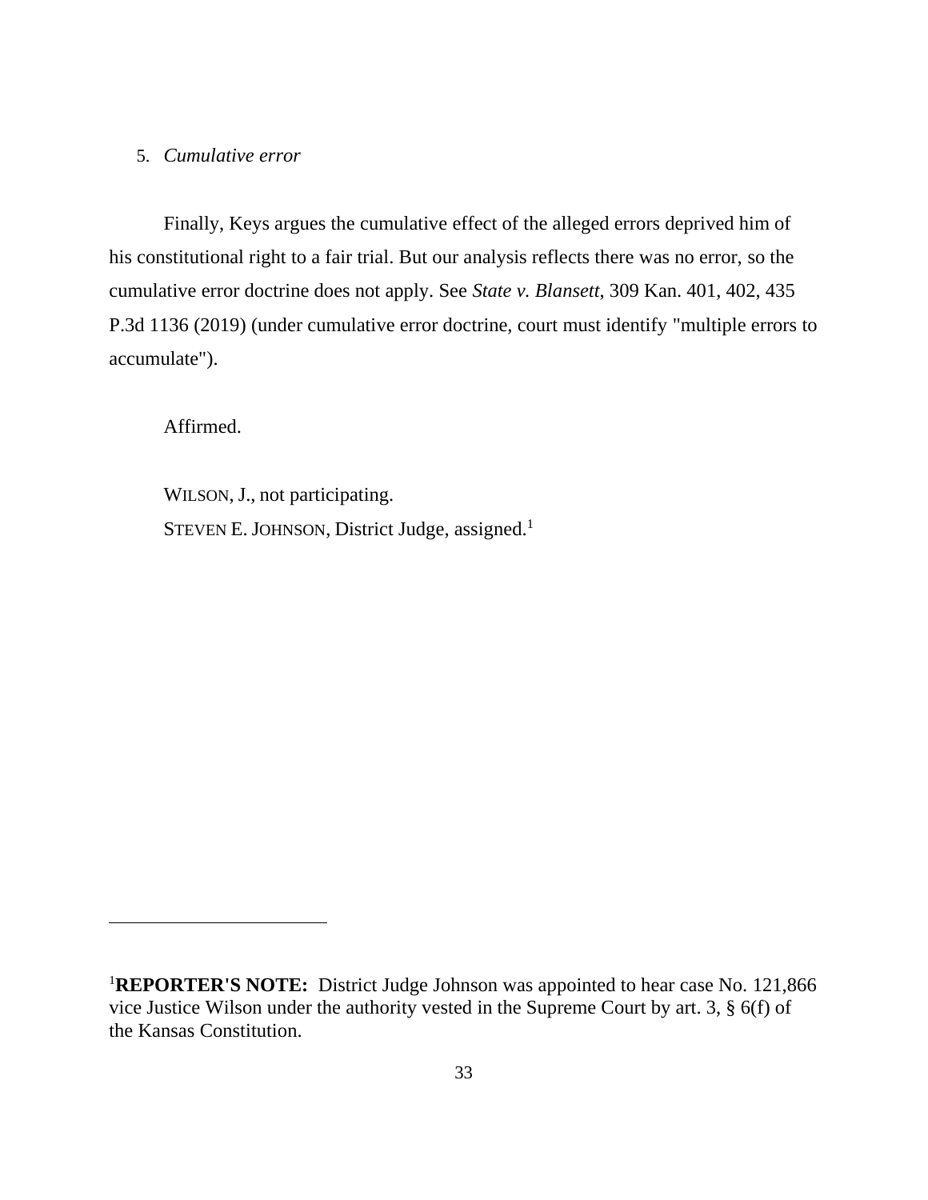5. *Cumulative error*

Finally, Keys argues the cumulative effect of the alleged errors deprived him of his constitutional right to a fair trial. But our analysis reflects there was no error, so the cumulative error doctrine does not apply. See *State v. Blansett*, 309 Kan. 401, 402, 435 P.3d 1136 (2019) (under cumulative error doctrine, court must identify "multiple errors to accumulate").

Affirmed.

WILSON, J., not participating.

STEVEN E. JOHNSON, District Judge, assigned.[1]

---

[1]**REPORTER'S NOTE:** District Judge Johnson was appointed to hear case No. 121,866 vice Justice Wilson under the authority vested in the Supreme Court by art. 3, § 6(f) of the Kansas Constitution.